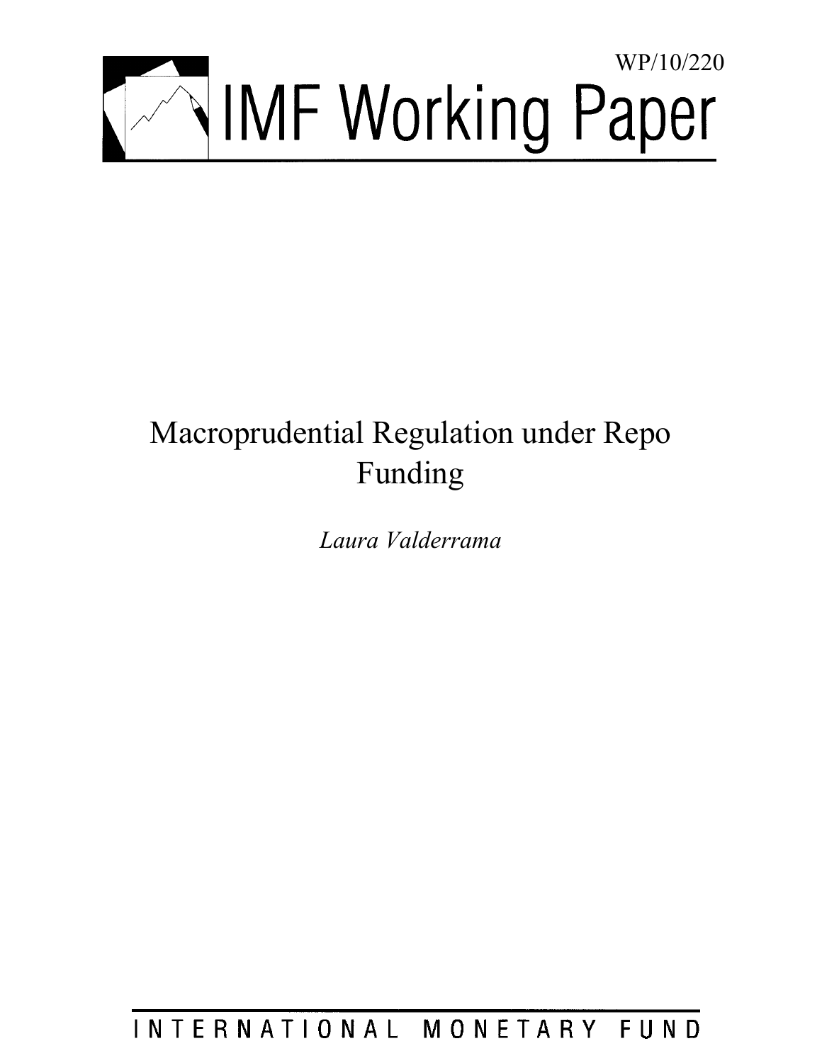WP/10/220

# IMF Working Paper

# Macroprudential Regulation under Repo Funding

*Laura Valderrama*

INTERNATIONAL MONETARY FUND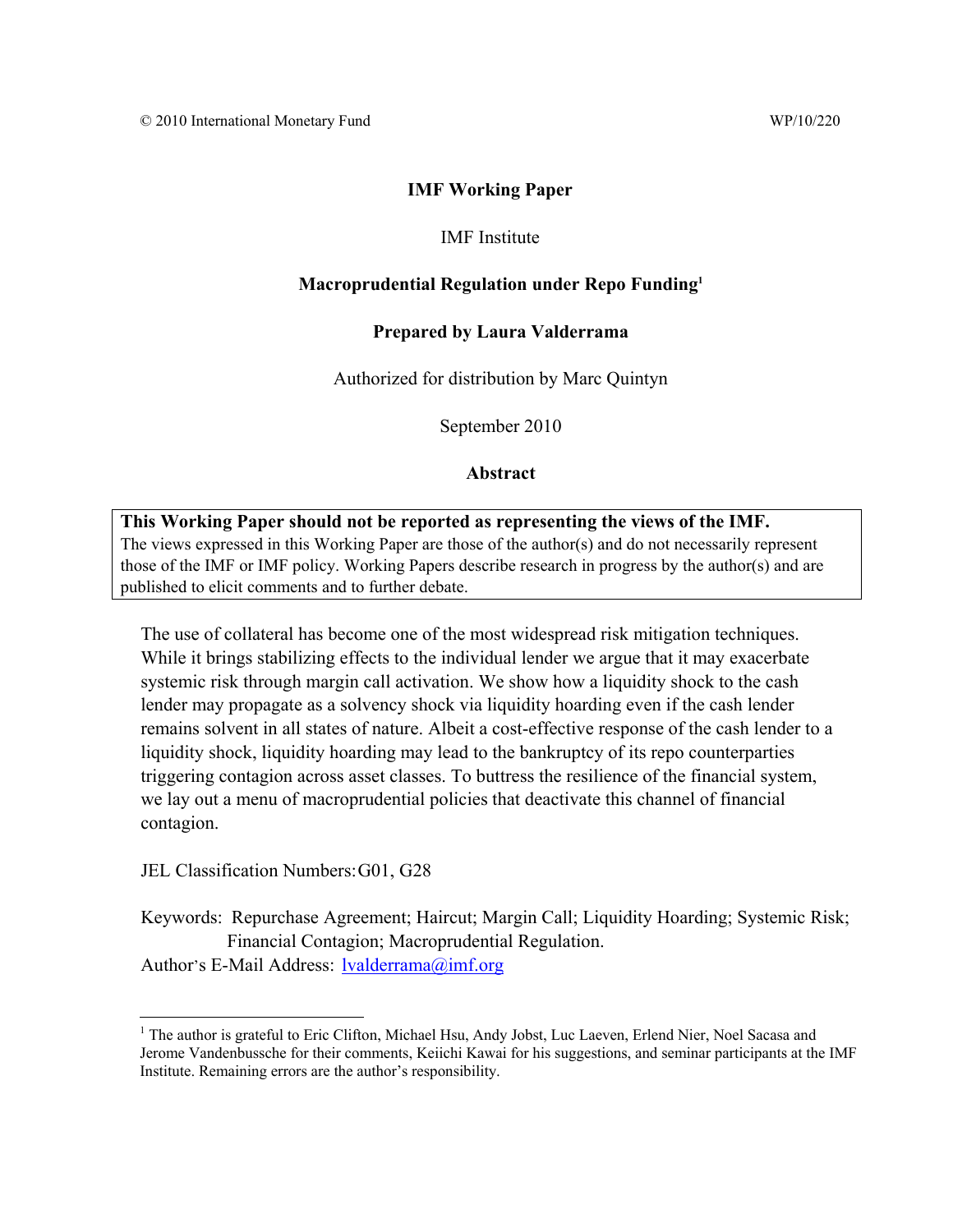© 2010 International Monetary Fund WP/10/220

**IMF Working Paper**

IMF Institute

**Macroprudential Regulation under Repo Funding**[1]

**Prepared by Laura Valderrama**

Authorized for distribution by Marc Quintyn

September 2010

**Abstract**

**This Working Paper should not be reported as representing the views of the IMF.**
The views expressed in this Working Paper are those of the author(s) and do not necessarily represent those of the IMF or IMF policy. Working Papers describe research in progress by the author(s) and are published to elicit comments and to further debate.

The use of collateral has become one of the most widespread risk mitigation techniques. While it brings stabilizing effects to the individual lender we argue that it may exacerbate systemic risk through margin call activation. We show how a liquidity shock to the cash lender may propagate as a solvency shock via liquidity hoarding even if the cash lender remains solvent in all states of nature. Albeit a cost-effective response of the cash lender to a liquidity shock, liquidity hoarding may lead to the bankruptcy of its repo counterparties triggering contagion across asset classes. To buttress the resilience of the financial system, we lay out a menu of macroprudential policies that deactivate this channel of financial contagion.

JEL Classification Numbers: G01, G28

Keywords: Repurchase Agreement; Haircut; Margin Call; Liquidity Hoarding; Systemic Risk; Financial Contagion; Macroprudential Regulation.

Author's E-Mail Address: lvalderrama@imf.org

[1] The author is grateful to Eric Clifton, Michael Hsu, Andy Jobst, Luc Laeven, Erlend Nier, Noel Sacasa and Jerome Vandenbussche for their comments, Keiichi Kawai for his suggestions, and seminar participants at the IMF Institute. Remaining errors are the author's responsibility.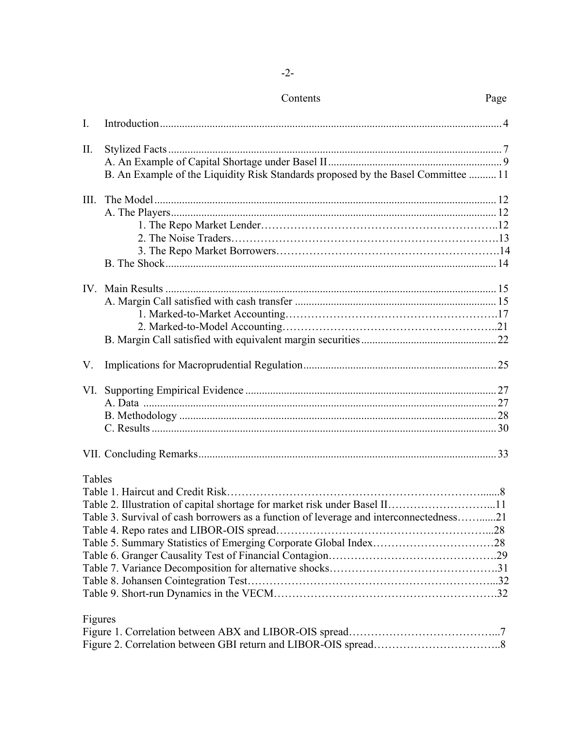Contents Page

I. Introduction ... 4

II. Stylized Facts ... 7
 A. An Example of Capital Shortage under Basel II ... 9
 B. An Example of the Liquidity Risk Standards proposed by the Basel Committee ... 11

III. The Model ... 12
 A. The Players ... 12
  1. The Repo Market Lender ... 12
  2. The Noise Traders ... 13
  3. The Repo Market Borrowers ... 14
 B. The Shock ... 14

IV. Main Results ... 15
 A. Margin Call satisfied with cash transfer ... 15
  1. Marked-to-Market Accounting ... 17
  2. Marked-to-Model Accounting ... 21
 B. Margin Call satisfied with equivalent margin securities ... 22

V. Implications for Macroprudential Regulation ... 25

VI. Supporting Empirical Evidence ... 27
 A. Data ... 27
 B. Methodology ... 28
 C. Results ... 30

VII. Concluding Remarks ... 33

Tables

Table 1. Haircut and Credit Risk ... 8
Table 2. Illustration of capital shortage for market risk under Basel II ... 11
Table 3. Survival of cash borrowers as a function of leverage and interconnectedness ... 21
Table 4. Repo rates and LIBOR-OIS spread ... 28
Table 5. Summary Statistics of Emerging Corporate Global Index ... 28
Table 6. Granger Causality Test of Financial Contagion ... 29
Table 7. Variance Decomposition for alternative shocks ... 31
Table 8. Johansen Cointegration Test ... 32
Table 9. Short-run Dynamics in the VECM ... 32

Figures

Figure 1. Correlation between ABX and LIBOR-OIS spread ... 7
Figure 2. Correlation between GBI return and LIBOR-OIS spread ... 8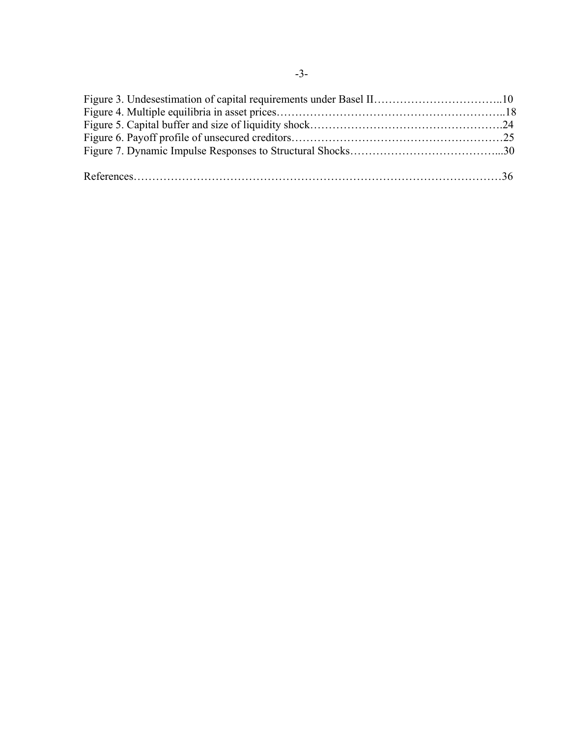Figure 3. Undesestimation of capital requirements under Basel II……………………………..10
Figure 4. Multiple equilibria in asset prices……………………………………………………..18
Figure 5. Capital buffer and size of liquidity shock…………………………………………….24
Figure 6. Payoff profile of unsecured creditors…………………………………………………25
Figure 7. Dynamic Impulse Responses to Structural Shocks…………………………………...30

References……………………………………………………………………………………36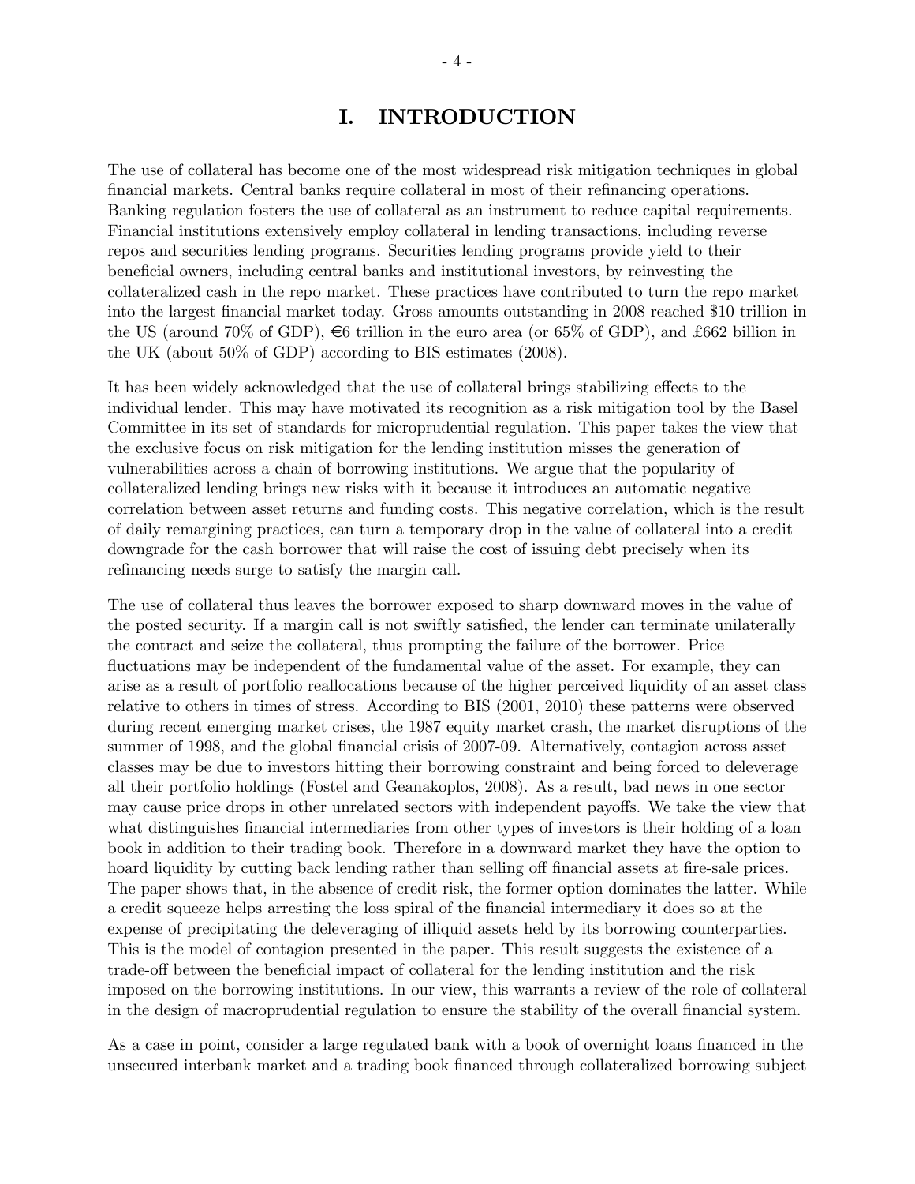# I. INTRODUCTION

The use of collateral has become one of the most widespread risk mitigation techniques in global financial markets. Central banks require collateral in most of their refinancing operations. Banking regulation fosters the use of collateral as an instrument to reduce capital requirements. Financial institutions extensively employ collateral in lending transactions, including reverse repos and securities lending programs. Securities lending programs provide yield to their beneficial owners, including central banks and institutional investors, by reinvesting the collateralized cash in the repo market. These practices have contributed to turn the repo market into the largest financial market today. Gross amounts outstanding in 2008 reached \$10 trillion in the US (around 70% of GDP), €6 trillion in the euro area (or 65% of GDP), and £662 billion in the UK (about 50% of GDP) according to BIS estimates (2008).

It has been widely acknowledged that the use of collateral brings stabilizing effects to the individual lender. This may have motivated its recognition as a risk mitigation tool by the Basel Committee in its set of standards for microprudential regulation. This paper takes the view that the exclusive focus on risk mitigation for the lending institution misses the generation of vulnerabilities across a chain of borrowing institutions. We argue that the popularity of collateralized lending brings new risks with it because it introduces an automatic negative correlation between asset returns and funding costs. This negative correlation, which is the result of daily remargining practices, can turn a temporary drop in the value of collateral into a credit downgrade for the cash borrower that will raise the cost of issuing debt precisely when its refinancing needs surge to satisfy the margin call.

The use of collateral thus leaves the borrower exposed to sharp downward moves in the value of the posted security. If a margin call is not swiftly satisfied, the lender can terminate unilaterally the contract and seize the collateral, thus prompting the failure of the borrower. Price fluctuations may be independent of the fundamental value of the asset. For example, they can arise as a result of portfolio reallocations because of the higher perceived liquidity of an asset class relative to others in times of stress. According to BIS (2001, 2010) these patterns were observed during recent emerging market crises, the 1987 equity market crash, the market disruptions of the summer of 1998, and the global financial crisis of 2007-09. Alternatively, contagion across asset classes may be due to investors hitting their borrowing constraint and being forced to deleverage all their portfolio holdings (Fostel and Geanakoplos, 2008). As a result, bad news in one sector may cause price drops in other unrelated sectors with independent payoffs. We take the view that what distinguishes financial intermediaries from other types of investors is their holding of a loan book in addition to their trading book. Therefore in a downward market they have the option to hoard liquidity by cutting back lending rather than selling off financial assets at fire-sale prices. The paper shows that, in the absence of credit risk, the former option dominates the latter. While a credit squeeze helps arresting the loss spiral of the financial intermediary it does so at the expense of precipitating the deleveraging of illiquid assets held by its borrowing counterparties. This is the model of contagion presented in the paper. This result suggests the existence of a trade-off between the beneficial impact of collateral for the lending institution and the risk imposed on the borrowing institutions. In our view, this warrants a review of the role of collateral in the design of macroprudential regulation to ensure the stability of the overall financial system.

As a case in point, consider a large regulated bank with a book of overnight loans financed in the unsecured interbank market and a trading book financed through collateralized borrowing subject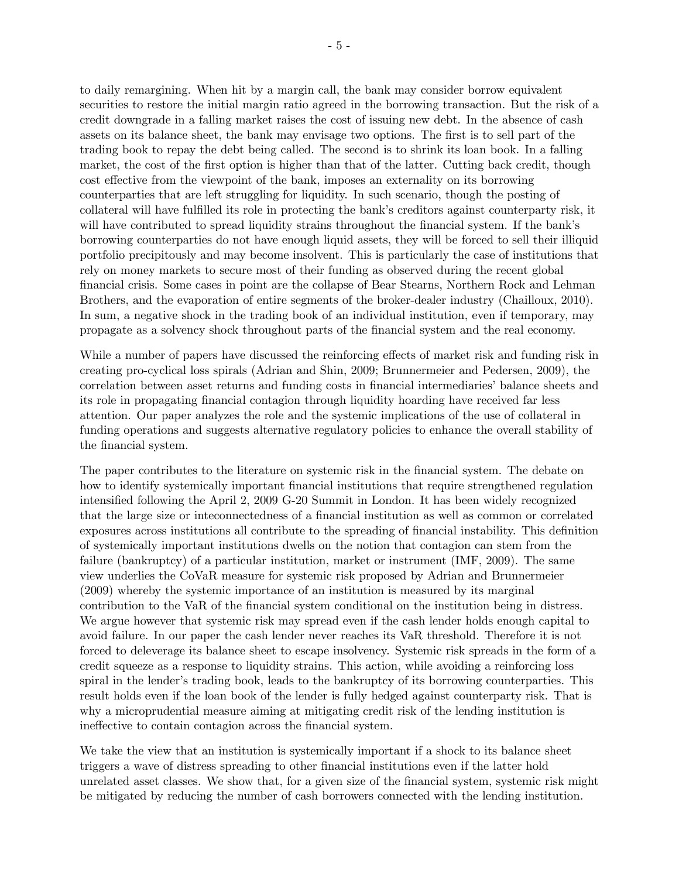to daily remargining. When hit by a margin call, the bank may consider borrow equivalent securities to restore the initial margin ratio agreed in the borrowing transaction. But the risk of a credit downgrade in a falling market raises the cost of issuing new debt. In the absence of cash assets on its balance sheet, the bank may envisage two options. The first is to sell part of the trading book to repay the debt being called. The second is to shrink its loan book. In a falling market, the cost of the first option is higher than that of the latter. Cutting back credit, though cost effective from the viewpoint of the bank, imposes an externality on its borrowing counterparties that are left struggling for liquidity. In such scenario, though the posting of collateral will have fulfilled its role in protecting the bank's creditors against counterparty risk, it will have contributed to spread liquidity strains throughout the financial system. If the bank's borrowing counterparties do not have enough liquid assets, they will be forced to sell their illiquid portfolio precipitously and may become insolvent. This is particularly the case of institutions that rely on money markets to secure most of their funding as observed during the recent global financial crisis. Some cases in point are the collapse of Bear Stearns, Northern Rock and Lehman Brothers, and the evaporation of entire segments of the broker-dealer industry (Chailloux, 2010). In sum, a negative shock in the trading book of an individual institution, even if temporary, may propagate as a solvency shock throughout parts of the financial system and the real economy.

While a number of papers have discussed the reinforcing effects of market risk and funding risk in creating pro-cyclical loss spirals (Adrian and Shin, 2009; Brunnermeier and Pedersen, 2009), the correlation between asset returns and funding costs in financial intermediaries' balance sheets and its role in propagating financial contagion through liquidity hoarding have received far less attention. Our paper analyzes the role and the systemic implications of the use of collateral in funding operations and suggests alternative regulatory policies to enhance the overall stability of the financial system.

The paper contributes to the literature on systemic risk in the financial system. The debate on how to identify systemically important financial institutions that require strengthened regulation intensified following the April 2, 2009 G-20 Summit in London. It has been widely recognized that the large size or inteconnectedness of a financial institution as well as common or correlated exposures across institutions all contribute to the spreading of financial instability. This definition of systemically important institutions dwells on the notion that contagion can stem from the failure (bankruptcy) of a particular institution, market or instrument (IMF, 2009). The same view underlies the CoVaR measure for systemic risk proposed by Adrian and Brunnermeier (2009) whereby the systemic importance of an institution is measured by its marginal contribution to the VaR of the financial system conditional on the institution being in distress. We argue however that systemic risk may spread even if the cash lender holds enough capital to avoid failure. In our paper the cash lender never reaches its VaR threshold. Therefore it is not forced to deleverage its balance sheet to escape insolvency. Systemic risk spreads in the form of a credit squeeze as a response to liquidity strains. This action, while avoiding a reinforcing loss spiral in the lender's trading book, leads to the bankruptcy of its borrowing counterparties. This result holds even if the loan book of the lender is fully hedged against counterparty risk. That is why a microprudential measure aiming at mitigating credit risk of the lending institution is ineffective to contain contagion across the financial system.

We take the view that an institution is systemically important if a shock to its balance sheet triggers a wave of distress spreading to other financial institutions even if the latter hold unrelated asset classes. We show that, for a given size of the financial system, systemic risk might be mitigated by reducing the number of cash borrowers connected with the lending institution.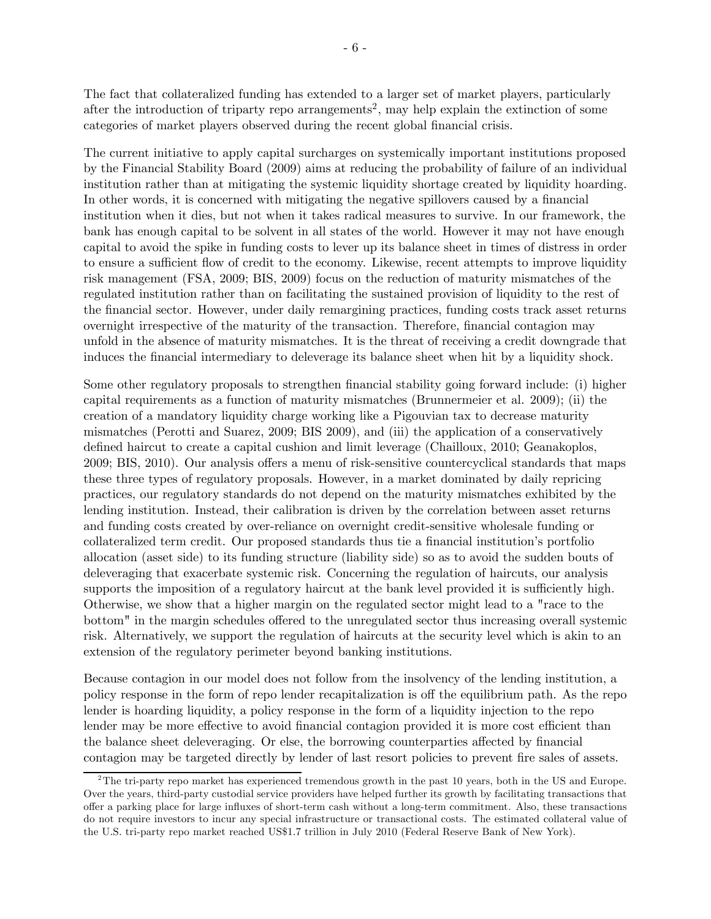The fact that collateralized funding has extended to a larger set of market players, particularly after the introduction of triparty repo arrangements[2], may help explain the extinction of some categories of market players observed during the recent global financial crisis.

The current initiative to apply capital surcharges on systemically important institutions proposed by the Financial Stability Board (2009) aims at reducing the probability of failure of an individual institution rather than at mitigating the systemic liquidity shortage created by liquidity hoarding. In other words, it is concerned with mitigating the negative spillovers caused by a financial institution when it dies, but not when it takes radical measures to survive. In our framework, the bank has enough capital to be solvent in all states of the world. However it may not have enough capital to avoid the spike in funding costs to lever up its balance sheet in times of distress in order to ensure a sufficient flow of credit to the economy. Likewise, recent attempts to improve liquidity risk management (FSA, 2009; BIS, 2009) focus on the reduction of maturity mismatches of the regulated institution rather than on facilitating the sustained provision of liquidity to the rest of the financial sector. However, under daily remargining practices, funding costs track asset returns overnight irrespective of the maturity of the transaction. Therefore, financial contagion may unfold in the absence of maturity mismatches. It is the threat of receiving a credit downgrade that induces the financial intermediary to deleverage its balance sheet when hit by a liquidity shock.

Some other regulatory proposals to strengthen financial stability going forward include: (i) higher capital requirements as a function of maturity mismatches (Brunnermeier et al. 2009); (ii) the creation of a mandatory liquidity charge working like a Pigouvian tax to decrease maturity mismatches (Perotti and Suarez, 2009; BIS 2009), and (iii) the application of a conservatively defined haircut to create a capital cushion and limit leverage (Chailloux, 2010; Geanakoplos, 2009; BIS, 2010). Our analysis offers a menu of risk-sensitive countercyclical standards that maps these three types of regulatory proposals. However, in a market dominated by daily repricing practices, our regulatory standards do not depend on the maturity mismatches exhibited by the lending institution. Instead, their calibration is driven by the correlation between asset returns and funding costs created by over-reliance on overnight credit-sensitive wholesale funding or collateralized term credit. Our proposed standards thus tie a financial institution's portfolio allocation (asset side) to its funding structure (liability side) so as to avoid the sudden bouts of deleveraging that exacerbate systemic risk. Concerning the regulation of haircuts, our analysis supports the imposition of a regulatory haircut at the bank level provided it is sufficiently high. Otherwise, we show that a higher margin on the regulated sector might lead to a "race to the bottom" in the margin schedules offered to the unregulated sector thus increasing overall systemic risk. Alternatively, we support the regulation of haircuts at the security level which is akin to an extension of the regulatory perimeter beyond banking institutions.

Because contagion in our model does not follow from the insolvency of the lending institution, a policy response in the form of repo lender recapitalization is off the equilibrium path. As the repo lender is hoarding liquidity, a policy response in the form of a liquidity injection to the repo lender may be more effective to avoid financial contagion provided it is more cost efficient than the balance sheet deleveraging. Or else, the borrowing counterparties affected by financial contagion may be targeted directly by lender of last resort policies to prevent fire sales of assets.

[2] The tri-party repo market has experienced tremendous growth in the past 10 years, both in the US and Europe. Over the years, third-party custodial service providers have helped further its growth by facilitating transactions that offer a parking place for large influxes of short-term cash without a long-term commitment. Also, these transactions do not require investors to incur any special infrastructure or transactional costs. The estimated collateral value of the U.S. tri-party repo market reached US$1.7 trillion in July 2010 (Federal Reserve Bank of New York).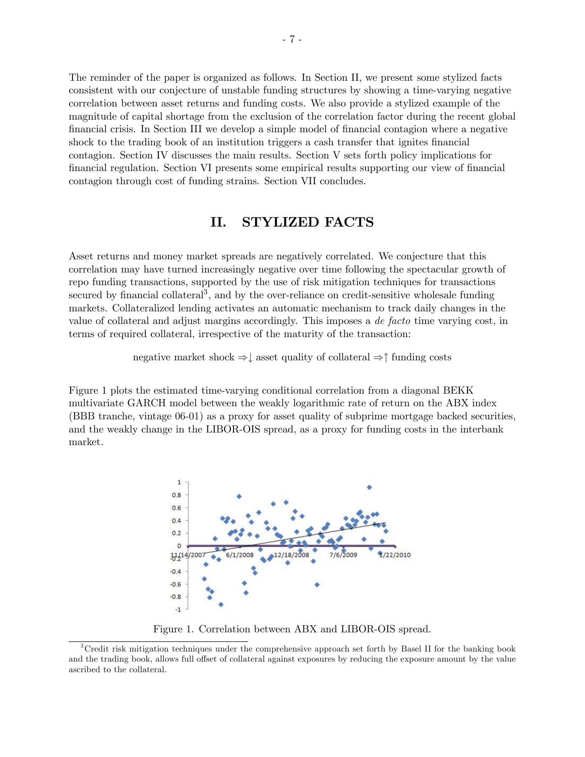The reminder of the paper is organized as follows. In Section II, we present some stylized facts consistent with our conjecture of unstable funding structures by showing a time-varying negative correlation between asset returns and funding costs. We also provide a stylized example of the magnitude of capital shortage from the exclusion of the correlation factor during the recent global financial crisis. In Section III we develop a simple model of financial contagion where a negative shock to the trading book of an institution triggers a cash transfer that ignites financial contagion. Section IV discusses the main results. Section V sets forth policy implications for financial regulation. Section VI presents some empirical results supporting our view of financial contagion through cost of funding strains. Section VII concludes.

## II. STYLIZED FACTS

Asset returns and money market spreads are negatively correlated. We conjecture that this correlation may have turned increasingly negative over time following the spectacular growth of repo funding transactions, supported by the use of risk mitigation techniques for transactions secured by financial collateral[3], and by the over-reliance on credit-sensitive wholesale funding markets. Collateralized lending activates an automatic mechanism to track daily changes in the value of collateral and adjust margins accordingly. This imposes a *de facto* time varying cost, in terms of required collateral, irrespective of the maturity of the transaction:

$$\text{negative market shock} \Rightarrow \downarrow \text{asset quality of collateral} \Rightarrow \uparrow \text{funding costs}$$

Figure 1 plots the estimated time-varying conditional correlation from a diagonal BEKK multivariate GARCH model between the weakly logarithmic rate of return on the ABX index (BBB tranche, vintage 06-01) as a proxy for asset quality of subprime mortgage backed securities, and the weakly change in the LIBOR-OIS spread, as a proxy for funding costs in the interbank market.

1
0.8
0.6
0.4
0.2
0
-0.2
-0.4
-0.6
-0.8
-1

11/14/2007
6/1/2008
12/18/2008
7/6/2009
1/22/2010

Figure 1. Correlation between ABX and LIBOR-OIS spread.

[3] Credit risk mitigation techniques under the comprehensive approach set forth by Basel II for the banking book and the trading book, allows full offset of collateral against exposures by reducing the exposure amount by the value ascribed to the collateral.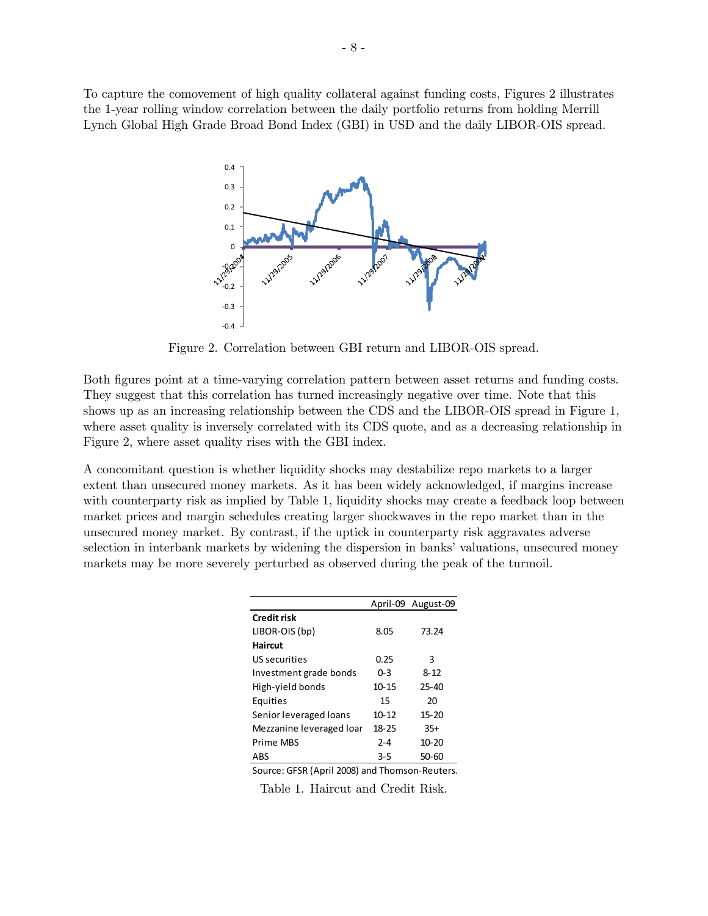To capture the comovement of high quality collateral against funding costs, Figures 2 illustrates the 1-year rolling window correlation between the daily portfolio returns from holding Merrill Lynch Global High Grade Broad Bond Index (GBI) in USD and the daily LIBOR-OIS spread.

0.4
0.3
0.2
0.1
0
-0.1
-0.2
-0.3
-0.4
11/29/2004
11/29/2005
11/29/2006
11/29/2007
11/29/2008
11/29/2009

Figure 2. Correlation between GBI return and LIBOR-OIS spread.

Both figures point at a time-varying correlation pattern between asset returns and funding costs. They suggest that this correlation has turned increasingly negative over time. Note that this shows up as an increasing relationship between the CDS and the LIBOR-OIS spread in Figure 1, where asset quality is inversely correlated with its CDS quote, and as a decreasing relationship in Figure 2, where asset quality rises with the GBI index.

A concomitant question is whether liquidity shocks may destabilize repo markets to a larger extent than unsecured money markets. As it has been widely acknowledged, if margins increase with counterparty risk as implied by Table 1, liquidity shocks may create a feedback loop between market prices and margin schedules creating larger shockwaves in the repo market than in the unsecured money market. By contrast, if the uptick in counterparty risk aggravates adverse selection in interbank markets by widening the dispersion in banks' valuations, unsecured money markets may be more severely perturbed as observed during the peak of the turmoil.

| | April-09 | August-09 |
|---|---|---|
| **Credit risk** | | |
| LIBOR-OIS (bp) | 8.05 | 73.24 |
| **Haircut** | | |
| US securities | 0.25 | 3 |
| Investment grade bonds | 0-3 | 8-12 |
| High-yield bonds | 10-15 | 25-40 |
| Equities | 15 | 20 |
| Senior leveraged loans | 10-12 | 15-20 |
| Mezzanine leveraged loar | 18-25 | 35+ |
| Prime MBS | 2-4 | 10-20 |
| ABS | 3-5 | 50-60 |

Source: GFSR (April 2008) and Thomson-Reuters.

Table 1. Haircut and Credit Risk.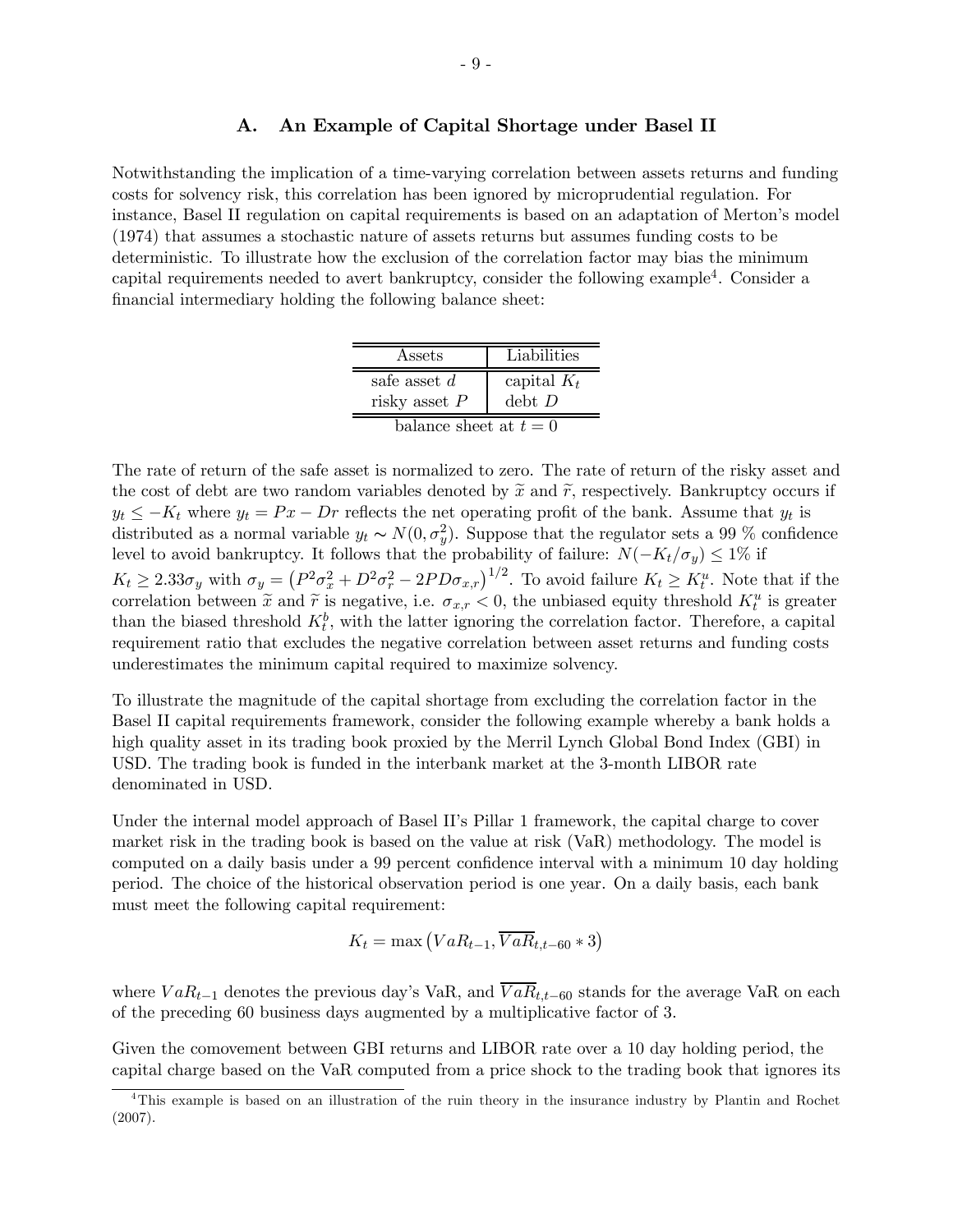### A. An Example of Capital Shortage under Basel II

Notwithstanding the implication of a time-varying correlation between assets returns and funding costs for solvency risk, this correlation has been ignored by microprudential regulation. For instance, Basel II regulation on capital requirements is based on an adaptation of Merton's model (1974) that assumes a stochastic nature of assets returns but assumes funding costs to be deterministic. To illustrate how the exclusion of the correlation factor may bias the minimum capital requirements needed to avert bankruptcy, consider the following example[4]. Consider a financial intermediary holding the following balance sheet:

| Assets | Liabilities |
|---|---|
| safe asset $d$ | capital $K_t$ |
| risky asset $P$ | debt $D$ |

balance sheet at $t = 0$

The rate of return of the safe asset is normalized to zero. The rate of return of the risky asset and the cost of debt are two random variables denoted by $\widetilde{x}$ and $\widetilde{r}$, respectively. Bankruptcy occurs if $y_t \leq -K_t$ where $y_t = Px - Dr$ reflects the net operating profit of the bank. Assume that $y_t$ is distributed as a normal variable $y_t \sim N(0, \sigma_y^2)$. Suppose that the regulator sets a 99 % confidence level to avoid bankruptcy. It follows that the probability of failure: $N(-K_t/\sigma_y) \leq 1\%$ if $K_t \geq 2.33\sigma_y$ with $\sigma_y = \left(P^2\sigma_x^2 + D^2\sigma_r^2 - 2PD\sigma_{x,r}\right)^{1/2}$. To avoid failure $K_t \geq K_t^u$. Note that if the correlation between $\widetilde{x}$ and $\widetilde{r}$ is negative, i.e. $\sigma_{x,r} < 0$, the unbiased equity threshold $K_t^u$ is greater than the biased threshold $K_t^b$, with the latter ignoring the correlation factor. Therefore, a capital requirement ratio that excludes the negative correlation between asset returns and funding costs underestimates the minimum capital required to maximize solvency.

To illustrate the magnitude of the capital shortage from excluding the correlation factor in the Basel II capital requirements framework, consider the following example whereby a bank holds a high quality asset in its trading book proxied by the Merril Lynch Global Bond Index (GBI) in USD. The trading book is funded in the interbank market at the 3-month LIBOR rate denominated in USD.

Under the internal model approach of Basel II's Pillar 1 framework, the capital charge to cover market risk in the trading book is based on the value at risk (VaR) methodology. The model is computed on a daily basis under a 99 percent confidence interval with a minimum 10 day holding period. The choice of the historical observation period is one year. On a daily basis, each bank must meet the following capital requirement:

$$K_t = \max\left(VaR_{t-1}, \overline{VaR}_{t,t-60} * 3\right)$$

where $VaR_{t-1}$ denotes the previous day's VaR, and $\overline{VaR}_{t,t-60}$ stands for the average VaR on each of the preceding 60 business days augmented by a multiplicative factor of 3.

Given the comovement between GBI returns and LIBOR rate over a 10 day holding period, the capital charge based on the VaR computed from a price shock to the trading book that ignores its

[4] This example is based on an illustration of the ruin theory in the insurance industry by Plantin and Rochet (2007).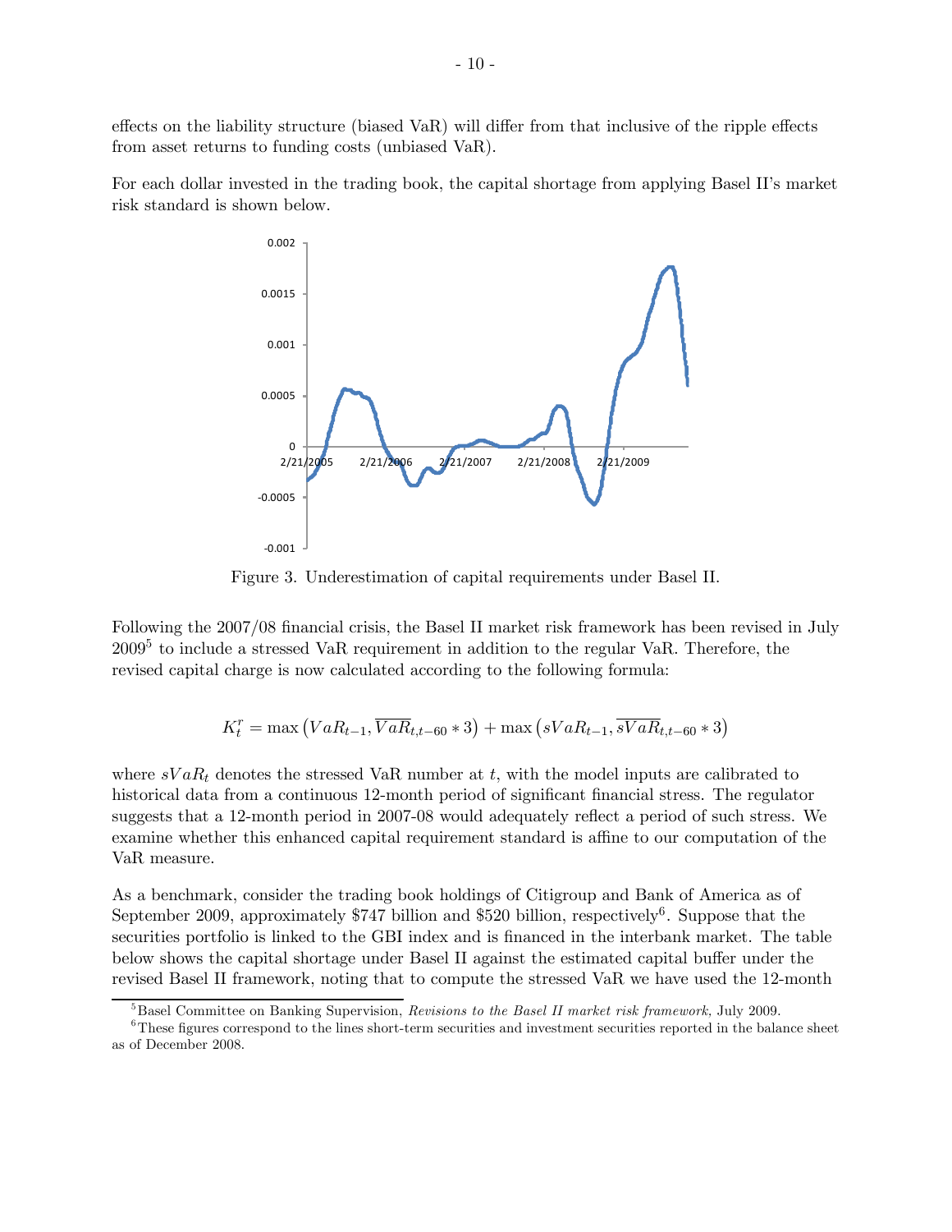effects on the liability structure (biased VaR) will differ from that inclusive of the ripple effects from asset returns to funding costs (unbiased VaR).

For each dollar invested in the trading book, the capital shortage from applying Basel II's market risk standard is shown below.

0.002
0.0015
0.001
0.0005
0
-0.0005
-0.001
2/21/2005
2/21/2006
2/21/2007
2/21/2008
2/21/2009

Figure 3. Underestimation of capital requirements under Basel II.

Following the 2007/08 financial crisis, the Basel II market risk framework has been revised in July 2009[5] to include a stressed VaR requirement in addition to the regular VaR. Therefore, the revised capital charge is now calculated according to the following formula:

$$K_t^r = \max\left(VaR_{t-1}, \overline{VaR}_{t,t-60} * 3\right) + \max\left(sVaR_{t-1}, \overline{sVaR}_{t,t-60} * 3\right)$$

where $sVaR_t$ denotes the stressed VaR number at $t$, with the model inputs are calibrated to historical data from a continuous 12-month period of significant financial stress. The regulator suggests that a 12-month period in 2007-08 would adequately reflect a period of such stress. We examine whether this enhanced capital requirement standard is affine to our computation of the VaR measure.

As a benchmark, consider the trading book holdings of Citigroup and Bank of America as of September 2009, approximately \$747 billion and \$520 billion, respectively[6]. Suppose that the securities portfolio is linked to the GBI index and is financed in the interbank market. The table below shows the capital shortage under Basel II against the estimated capital buffer under the revised Basel II framework, noting that to compute the stressed VaR we have used the 12-month

[5] Basel Committee on Banking Supervision, *Revisions to the Basel II market risk framework,* July 2009.

[6] These figures correspond to the lines short-term securities and investment securities reported in the balance sheet as of December 2008.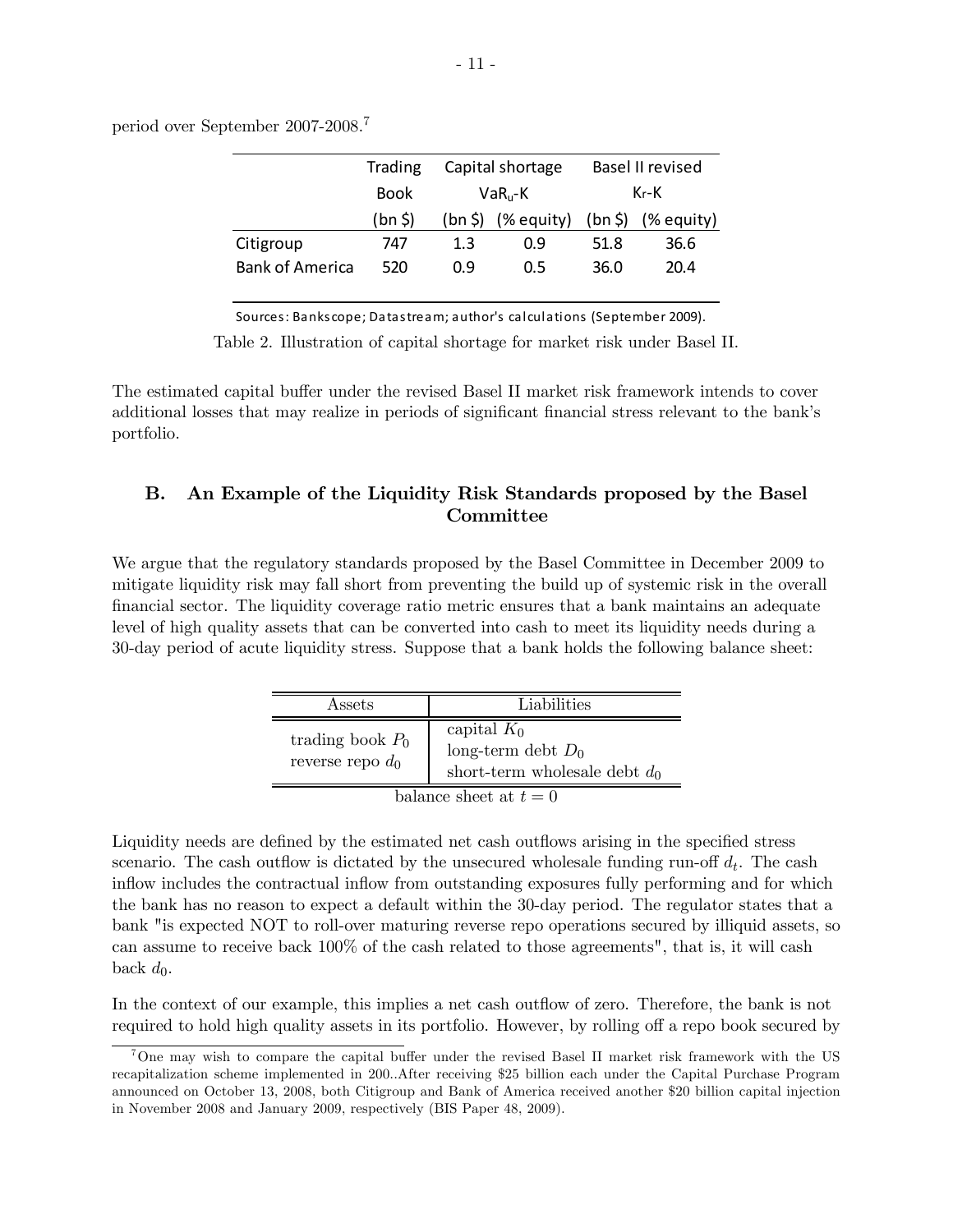period over September 2007-2008.[7]

| | Trading | Capital shortage | | Basel II revised | |
|---|---|---|---|---|---|
| | Book | $VaR_u$-K | | $K_r$-K | |
| | (bn $) | (bn $) | (% equity) | (bn $) | (% equity) |
| Citigroup | 747 | 1.3 | 0.9 | 51.8 | 36.6 |
| Bank of America | 520 | 0.9 | 0.5 | 36.0 | 20.4 |

Sources: Bankscope; Datastream; author's calculations (September 2009).

Table 2. Illustration of capital shortage for market risk under Basel II.

The estimated capital buffer under the revised Basel II market risk framework intends to cover additional losses that may realize in periods of significant financial stress relevant to the bank's portfolio.

## B. An Example of the Liquidity Risk Standards proposed by the Basel Committee

We argue that the regulatory standards proposed by the Basel Committee in December 2009 to mitigate liquidity risk may fall short from preventing the build up of systemic risk in the overall financial sector. The liquidity coverage ratio metric ensures that a bank maintains an adequate level of high quality assets that can be converted into cash to meet its liquidity needs during a 30-day period of acute liquidity stress. Suppose that a bank holds the following balance sheet:

| Assets | Liabilities |
|---|---|
| trading book $P_0$<br>reverse repo $d_0$ | capital $K_0$<br>long-term debt $D_0$<br>short-term wholesale debt $d_0$ |

balance sheet at $t = 0$

Liquidity needs are defined by the estimated net cash outflows arising in the specified stress scenario. The cash outflow is dictated by the unsecured wholesale funding run-off $d_t$. The cash inflow includes the contractual inflow from outstanding exposures fully performing and for which the bank has no reason to expect a default within the 30-day period. The regulator states that a bank "is expected NOT to roll-over maturing reverse repo operations secured by illiquid assets, so can assume to receive back 100% of the cash related to those agreements", that is, it will cash back $d_0$.

In the context of our example, this implies a net cash outflow of zero. Therefore, the bank is not required to hold high quality assets in its portfolio. However, by rolling off a repo book secured by

[7] One may wish to compare the capital buffer under the revised Basel II market risk framework with the US recapitalization scheme implemented in 200..After receiving $25 billion each under the Capital Purchase Program announced on October 13, 2008, both Citigroup and Bank of America received another $20 billion capital injection in November 2008 and January 2009, respectively (BIS Paper 48, 2009).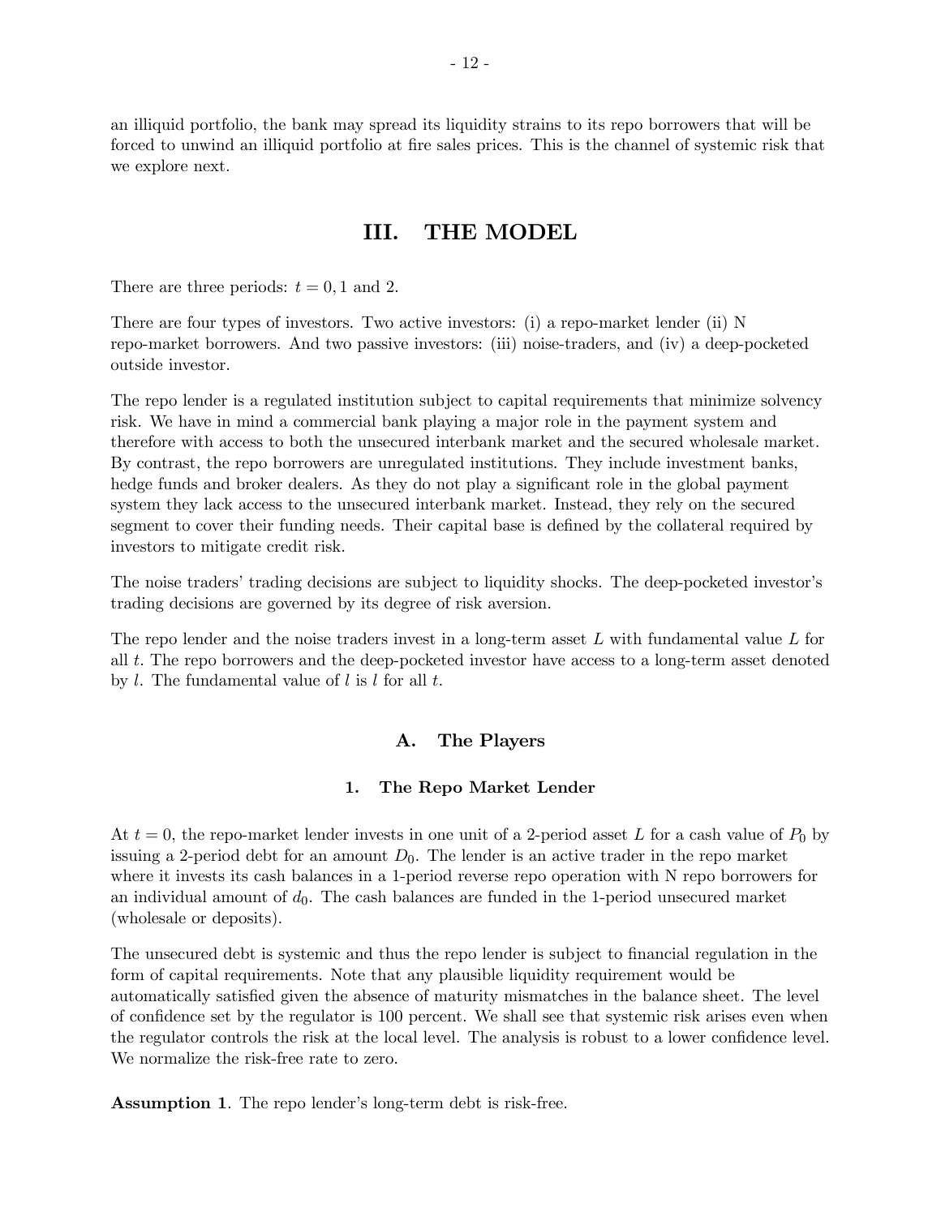an illiquid portfolio, the bank may spread its liquidity strains to its repo borrowers that will be forced to unwind an illiquid portfolio at fire sales prices. This is the channel of systemic risk that we explore next.

# III. THE MODEL

There are three periods: $t = 0, 1$ and 2.

There are four types of investors. Two active investors: (i) a repo-market lender (ii) N repo-market borrowers. And two passive investors: (iii) noise-traders, and (iv) a deep-pocketed outside investor.

The repo lender is a regulated institution subject to capital requirements that minimize solvency risk. We have in mind a commercial bank playing a major role in the payment system and therefore with access to both the unsecured interbank market and the secured wholesale market. By contrast, the repo borrowers are unregulated institutions. They include investment banks, hedge funds and broker dealers. As they do not play a significant role in the global payment system they lack access to the unsecured interbank market. Instead, they rely on the secured segment to cover their funding needs. Their capital base is defined by the collateral required by investors to mitigate credit risk.

The noise traders' trading decisions are subject to liquidity shocks. The deep-pocketed investor's trading decisions are governed by its degree of risk aversion.

The repo lender and the noise traders invest in a long-term asset $L$ with fundamental value $L$ for all $t$. The repo borrowers and the deep-pocketed investor have access to a long-term asset denoted by $l$. The fundamental value of $l$ is $l$ for all $t$.

## A. The Players

### 1. The Repo Market Lender

At $t = 0$, the repo-market lender invests in one unit of a 2-period asset $L$ for a cash value of $P_0$ by issuing a 2-period debt for an amount $D_0$. The lender is an active trader in the repo market where it invests its cash balances in a 1-period reverse repo operation with N repo borrowers for an individual amount of $d_0$. The cash balances are funded in the 1-period unsecured market (wholesale or deposits).

The unsecured debt is systemic and thus the repo lender is subject to financial regulation in the form of capital requirements. Note that any plausible liquidity requirement would be automatically satisfied given the absence of maturity mismatches in the balance sheet. The level of confidence set by the regulator is 100 percent. We shall see that systemic risk arises even when the regulator controls the risk at the local level. The analysis is robust to a lower confidence level. We normalize the risk-free rate to zero.

**Assumption 1**. The repo lender's long-term debt is risk-free.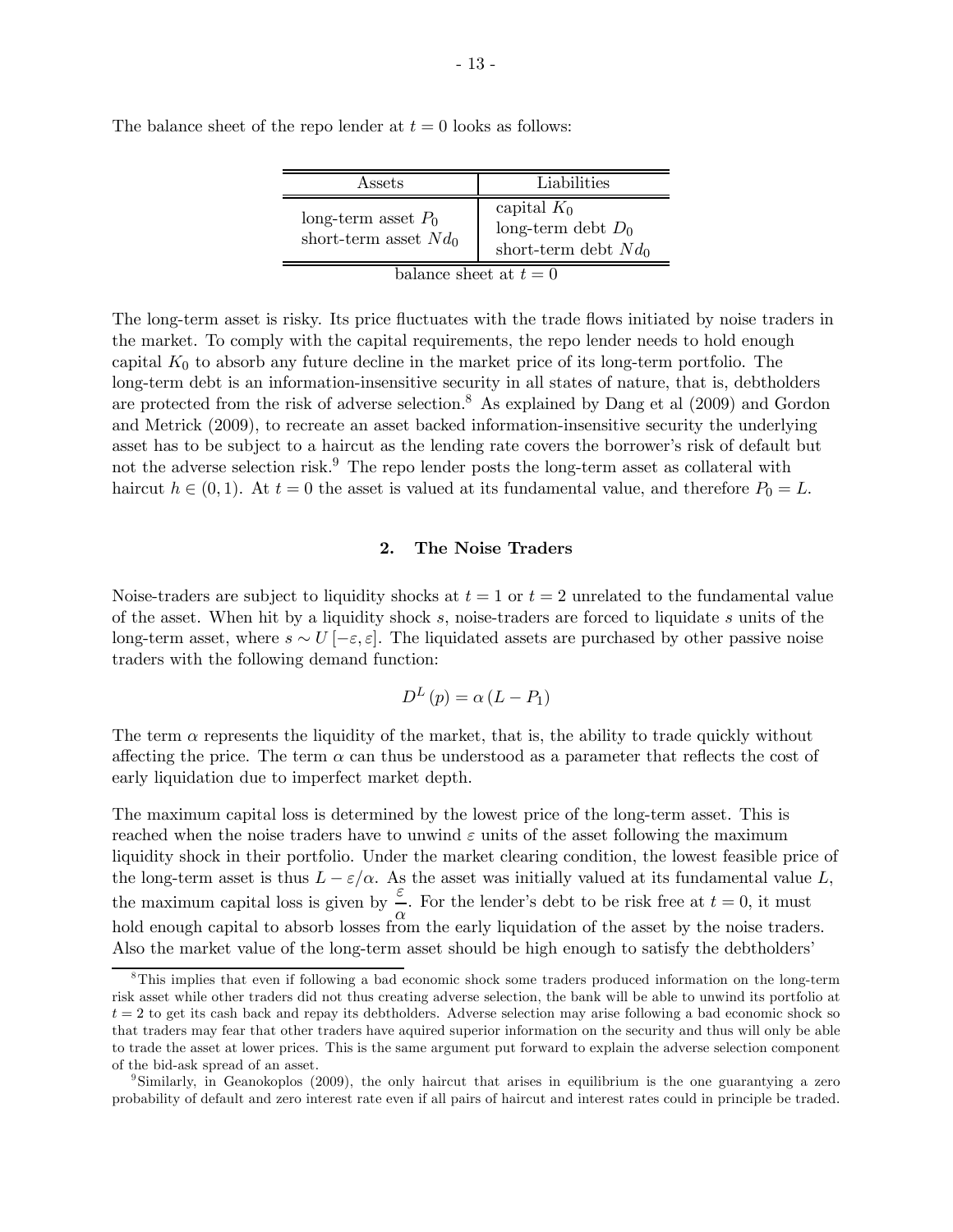The balance sheet of the repo lender at $t = 0$ looks as follows:

| Assets | Liabilities |
|---|---|
| long-term asset $P_0$<br>short-term asset $Nd_0$ | capital $K_0$<br>long-term debt $D_0$<br>short-term debt $Nd_0$ |

balance sheet at $t = 0$

The long-term asset is risky. Its price fluctuates with the trade flows initiated by noise traders in the market. To comply with the capital requirements, the repo lender needs to hold enough capital $K_0$ to absorb any future decline in the market price of its long-term portfolio. The long-term debt is an information-insensitive security in all states of nature, that is, debtholders are protected from the risk of adverse selection.[8] As explained by Dang et al (2009) and Gordon and Metrick (2009), to recreate an asset backed information-insensitive security the underlying asset has to be subject to a haircut as the lending rate covers the borrower's risk of default but not the adverse selection risk.[9] The repo lender posts the long-term asset as collateral with haircut $h \in (0, 1)$. At $t = 0$ the asset is valued at its fundamental value, and therefore $P_0 = L$.

## 2. The Noise Traders

Noise-traders are subject to liquidity shocks at $t = 1$ or $t = 2$ unrelated to the fundamental value of the asset. When hit by a liquidity shock $s$, noise-traders are forced to liquidate $s$ units of the long-term asset, where $s \sim U[-\varepsilon, \varepsilon]$. The liquidated assets are purchased by other passive noise traders with the following demand function:

$$D^L(p) = \alpha (L - P_1)$$

The term $\alpha$ represents the liquidity of the market, that is, the ability to trade quickly without affecting the price. The term $\alpha$ can thus be understood as a parameter that reflects the cost of early liquidation due to imperfect market depth.

The maximum capital loss is determined by the lowest price of the long-term asset. This is reached when the noise traders have to unwind $\varepsilon$ units of the asset following the maximum liquidity shock in their portfolio. Under the market clearing condition, the lowest feasible price of the long-term asset is thus $L - \varepsilon/\alpha$. As the asset was initially valued at its fundamental value $L$, the maximum capital loss is given by $\dfrac{\varepsilon}{\alpha}$. For the lender's debt to be risk free at $t = 0$, it must hold enough capital to absorb losses from the early liquidation of the asset by the noise traders. Also the market value of the long-term asset should be high enough to satisfy the debtholders'

[8] This implies that even if following a bad economic shock some traders produced information on the long-term risk asset while other traders did not thus creating adverse selection, the bank will be able to unwind its portfolio at $t = 2$ to get its cash back and repay its debtholders. Adverse selection may arise following a bad economic shock so that traders may fear that other traders have aquired superior information on the security and thus will only be able to trade the asset at lower prices. This is the same argument put forward to explain the adverse selection component of the bid-ask spread of an asset.

[9] Similarly, in Geanokoplos (2009), the only haircut that arises in equilibrium is the one guarantying a zero probability of default and zero interest rate even if all pairs of haircut and interest rates could in principle be traded.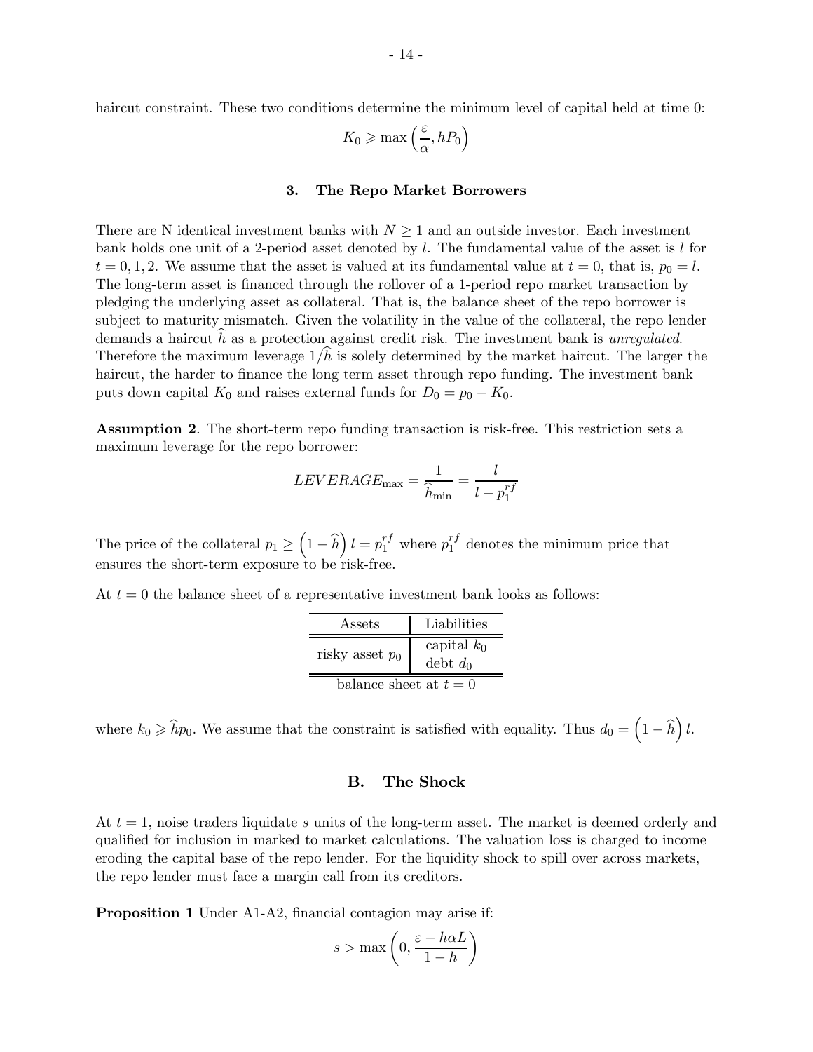haircut constraint. These two conditions determine the minimum level of capital held at time 0:

$$K_0 \geqslant \max\left(\frac{\varepsilon}{\alpha}, hP_0\right)$$

### 3. The Repo Market Borrowers

There are N identical investment banks with $N \geq 1$ and an outside investor. Each investment bank holds one unit of a 2-period asset denoted by $l$. The fundamental value of the asset is $l$ for $t = 0, 1, 2$. We assume that the asset is valued at its fundamental value at $t = 0$, that is, $p_0 = l$. The long-term asset is financed through the rollover of a 1-period repo market transaction by pledging the underlying asset as collateral. That is, the balance sheet of the repo borrower is subject to maturity mismatch. Given the volatility in the value of the collateral, the repo lender demands a haircut $\widehat{h}$ as a protection against credit risk. The investment bank is *unregulated*. Therefore the maximum leverage $1/\widehat{h}$ is solely determined by the market haircut. The larger the haircut, the harder to finance the long term asset through repo funding. The investment bank puts down capital $K_0$ and raises external funds for $D_0 = p_0 - K_0$.

**Assumption 2**. The short-term repo funding transaction is risk-free. This restriction sets a maximum leverage for the repo borrower:

$$LEVERAGE_{\max} = \frac{1}{\widehat{h}_{\min}} = \frac{l}{l - p_1^{rf}}$$

The price of the collateral $p_1 \geq \left(1 - \widehat{h}\right) l = p_1^{rf}$ where $p_1^{rf}$ denotes the minimum price that ensures the short-term exposure to be risk-free.

At $t = 0$ the balance sheet of a representative investment bank looks as follows:

| Assets | Liabilities |
|---|---|
| risky asset $p_0$ | capital $k_0$ <br> debt $d_0$ |

balance sheet at $t = 0$

where $k_0 \geqslant \widehat{h} p_0$. We assume that the constraint is satisfied with equality. Thus $d_0 = \left(1 - \widehat{h}\right) l$.

## B. The Shock

At $t = 1$, noise traders liquidate $s$ units of the long-term asset. The market is deemed orderly and qualified for inclusion in marked to market calculations. The valuation loss is charged to income eroding the capital base of the repo lender. For the liquidity shock to spill over across markets, the repo lender must face a margin call from its creditors.

**Proposition 1** Under A1-A2, financial contagion may arise if:

$$s > \max\left(0, \frac{\varepsilon - h\alpha L}{1 - h}\right)$$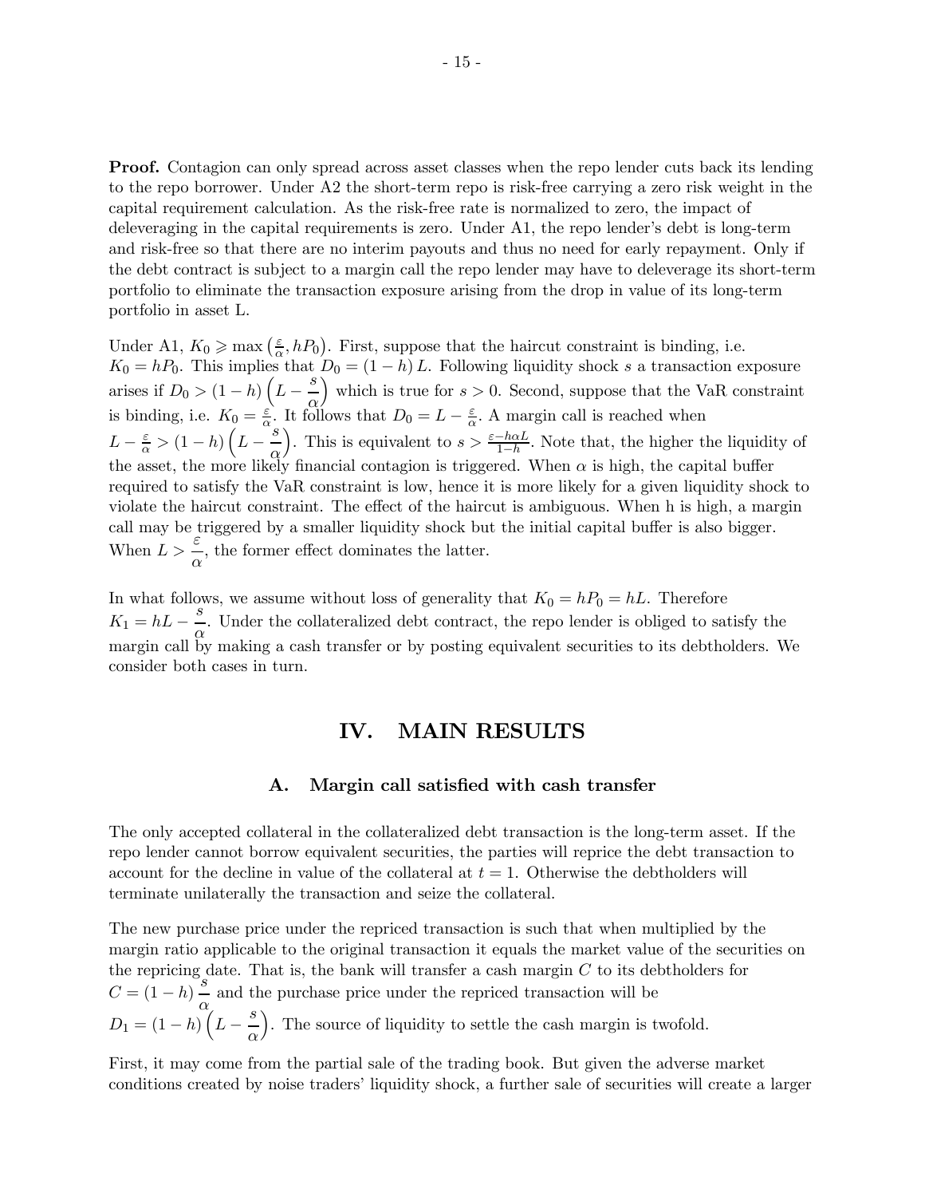**Proof.** Contagion can only spread across asset classes when the repo lender cuts back its lending to the repo borrower. Under A2 the short-term repo is risk-free carrying a zero risk weight in the capital requirement calculation. As the risk-free rate is normalized to zero, the impact of deleveraging in the capital requirements is zero. Under A1, the repo lender's debt is long-term and risk-free so that there are no interim payouts and thus no need for early repayment. Only if the debt contract is subject to a margin call the repo lender may have to deleverage its short-term portfolio to eliminate the transaction exposure arising from the drop in value of its long-term portfolio in asset L.

Under A1, $K_0 \geqslant \max\left(\frac{\varepsilon}{\alpha}, hP_0\right)$. First, suppose that the haircut constraint is binding, i.e. $K_0 = hP_0$. This implies that $D_0 = (1-h)L$. Following liquidity shock $s$ a transaction exposure arises if $D_0 > (1-h)\left(L - \dfrac{s}{\alpha}\right)$ which is true for $s > 0$. Second, suppose that the VaR constraint is binding, i.e. $K_0 = \frac{\varepsilon}{\alpha}$. It follows that $D_0 = L - \frac{\varepsilon}{\alpha}$. A margin call is reached when $L - \frac{\varepsilon}{\alpha} > (1-h)\left(L - \dfrac{s}{\alpha}\right)$. This is equivalent to $s > \frac{\varepsilon - h\alpha L}{1-h}$. Note that, the higher the liquidity of the asset, the more likely financial contagion is triggered. When $\alpha$ is high, the capital buffer required to satisfy the VaR constraint is low, hence it is more likely for a given liquidity shock to violate the haircut constraint. The effect of the haircut is ambiguous. When h is high, a margin call may be triggered by a smaller liquidity shock but the initial capital buffer is also bigger. When $L > \dfrac{\varepsilon}{\alpha}$, the former effect dominates the latter.

In what follows, we assume without loss of generality that $K_0 = hP_0 = hL$. Therefore $K_1 = hL - \dfrac{s}{\alpha}$. Under the collateralized debt contract, the repo lender is obliged to satisfy the margin call by making a cash transfer or by posting equivalent securities to its debtholders. We consider both cases in turn.

# IV. MAIN RESULTS

## A. Margin call satisfied with cash transfer

The only accepted collateral in the collateralized debt transaction is the long-term asset. If the repo lender cannot borrow equivalent securities, the parties will reprice the debt transaction to account for the decline in value of the collateral at $t = 1$. Otherwise the debtholders will terminate unilaterally the transaction and seize the collateral.

The new purchase price under the repriced transaction is such that when multiplied by the margin ratio applicable to the original transaction it equals the market value of the securities on the repricing date. That is, the bank will transfer a cash margin $C$ to its debtholders for $C = (1-h)\dfrac{s}{\alpha}$ and the purchase price under the repriced transaction will be $D_1 = (1-h)\left(L - \dfrac{s}{\alpha}\right)$. The source of liquidity to settle the cash margin is twofold.

First, it may come from the partial sale of the trading book. But given the adverse market conditions created by noise traders' liquidity shock, a further sale of securities will create a larger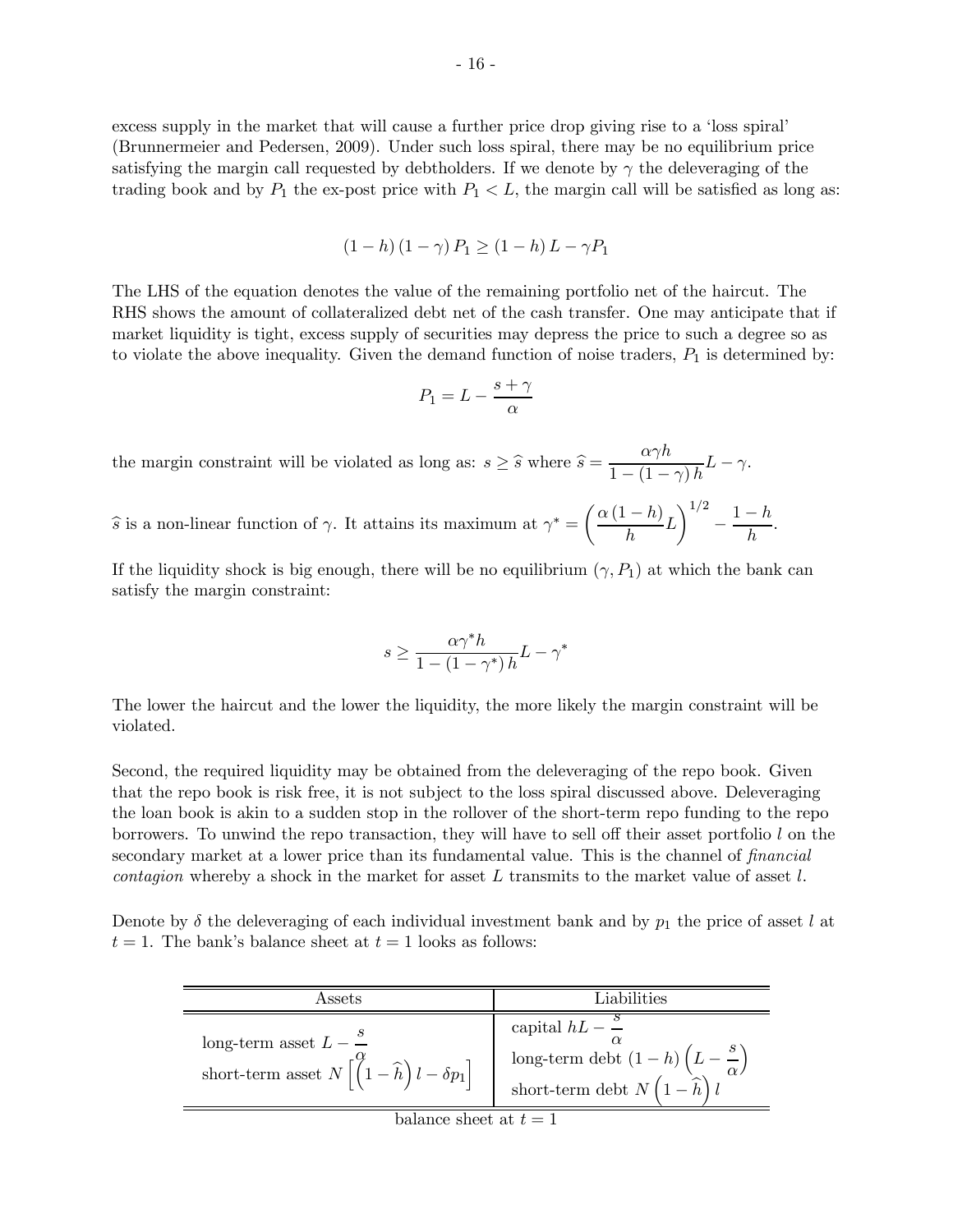excess supply in the market that will cause a further price drop giving rise to a 'loss spiral' (Brunnermeier and Pedersen, 2009). Under such loss spiral, there may be no equilibrium price satisfying the margin call requested by debtholders. If we denote by $\gamma$ the deleveraging of the trading book and by $P_1$ the ex-post price with $P_1 < L$, the margin call will be satisfied as long as:

$$(1-h)(1-\gamma) P_1 \geq (1-h) L - \gamma P_1$$

The LHS of the equation denotes the value of the remaining portfolio net of the haircut. The RHS shows the amount of collateralized debt net of the cash transfer. One may anticipate that if market liquidity is tight, excess supply of securities may depress the price to such a degree so as to violate the above inequality. Given the demand function of noise traders, $P_1$ is determined by:

$$P_1 = L - \frac{s+\gamma}{\alpha}$$

the margin constraint will be violated as long as: $s \geq \widehat{s}$ where $\widehat{s} = \dfrac{\alpha \gamma h}{1-(1-\gamma) h} L - \gamma$.

$\widehat{s}$ is a non-linear function of $\gamma$. It attains its maximum at $\gamma^* = \left(\dfrac{\alpha(1-h)}{h} L\right)^{1/2} - \dfrac{1-h}{h}$.

If the liquidity shock is big enough, there will be no equilibrium $(\gamma, P_1)$ at which the bank can satisfy the margin constraint:

$$s \geq \frac{\alpha \gamma^* h}{1-(1-\gamma^*) h} L - \gamma^*$$

The lower the haircut and the lower the liquidity, the more likely the margin constraint will be violated.

Second, the required liquidity may be obtained from the deleveraging of the repo book. Given that the repo book is risk free, it is not subject to the loss spiral discussed above. Deleveraging the loan book is akin to a sudden stop in the rollover of the short-term repo funding to the repo borrowers. To unwind the repo transaction, they will have to sell off their asset portfolio $l$ on the secondary market at a lower price than its fundamental value. This is the channel of *financial contagion* whereby a shock in the market for asset $L$ transmits to the market value of asset $l$.

Denote by $\delta$ the deleveraging of each individual investment bank and by $p_1$ the price of asset $l$ at $t=1$. The bank's balance sheet at $t=1$ looks as follows:

| Assets | Liabilities |
|---|---|
| long-term asset $L - \frac{s}{\alpha}$ | capital $hL - \frac{s}{\alpha}$ |
| short-term asset $N\left[\left(1-\widehat{h}\right) l - \delta p_1\right]$ | long-term debt $(1-h)\left(L - \frac{s}{\alpha}\right)$ |
| | short-term debt $N\left(1-\widehat{h}\right) l$ |

balance sheet at $t=1$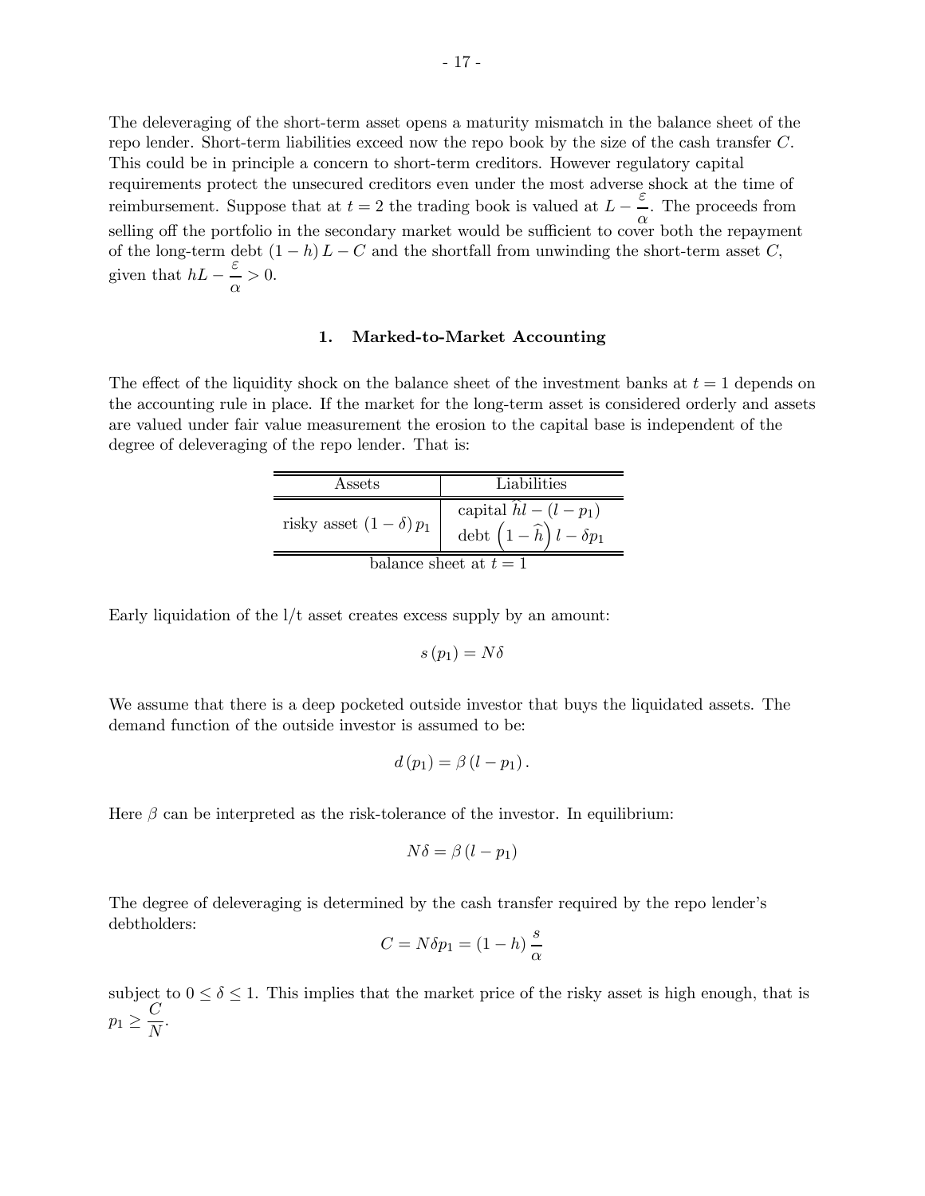The deleveraging of the short-term asset opens a maturity mismatch in the balance sheet of the repo lender. Short-term liabilities exceed now the repo book by the size of the cash transfer $C$. This could be in principle a concern to short-term creditors. However regulatory capital requirements protect the unsecured creditors even under the most adverse shock at the time of reimbursement. Suppose that at $t = 2$ the trading book is valued at $L - \frac{\varepsilon}{\alpha}$. The proceeds from selling off the portfolio in the secondary market would be sufficient to cover both the repayment of the long-term debt $(1 - h) L - C$ and the shortfall from unwinding the short-term asset $C$, given that $hL - \frac{\varepsilon}{\alpha} > 0$.

### 1. Marked-to-Market Accounting

The effect of the liquidity shock on the balance sheet of the investment banks at $t = 1$ depends on the accounting rule in place. If the market for the long-term asset is considered orderly and assets are valued under fair value measurement the erosion to the capital base is independent of the degree of deleveraging of the repo lender. That is:

| Assets | Liabilities |
|---|---|
| risky asset $(1 - \delta) p_1$ | capital $\widehat{h}l - (l - p_1)$ |
| | debt $\left(1 - \widehat{h}\right) l - \delta p_1$ |

balance sheet at $t = 1$

Early liquidation of the l/t asset creates excess supply by an amount:

$$s(p_1) = N\delta$$

We assume that there is a deep pocketed outside investor that buys the liquidated assets. The demand function of the outside investor is assumed to be:

$$d(p_1) = \beta (l - p_1).$$

Here $\beta$ can be interpreted as the risk-tolerance of the investor. In equilibrium:

$$N\delta = \beta (l - p_1)$$

The degree of deleveraging is determined by the cash transfer required by the repo lender's debtholders:

$$C = N\delta p_1 = (1 - h) \frac{s}{\alpha}$$

subject to $0 \leq \delta \leq 1$. This implies that the market price of the risky asset is high enough, that is $p_1 \geq \frac{C}{N}$.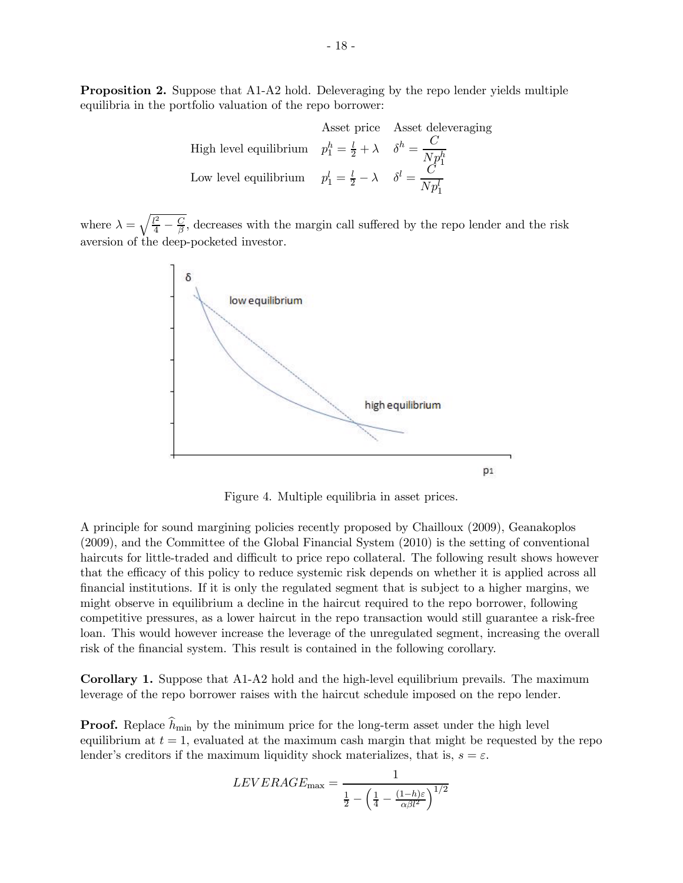**Proposition 2.** Suppose that A1-A2 hold. Deleveraging by the repo lender yields multiple equilibria in the portfolio valuation of the repo borrower:

| | Asset price | Asset deleveraging |
|---|---|---|
| High level equilibrium | $p_1^h = \frac{l}{2} + \lambda$ | $\delta^h = \dfrac{C}{Np_1^h}$ |
| Low level equilibrium | $p_1^l = \frac{l}{2} - \lambda$ | $\delta^l = \dfrac{C}{Np_1^l}$ |

where $\lambda = \sqrt{\frac{l^2}{4} - \frac{C}{\beta}}$, decreases with the margin call suffered by the repo lender and the risk aversion of the deep-pocketed investor.

δ

low equilibrium

high equilibrium

p1

Figure 4. Multiple equilibria in asset prices.

A principle for sound margining policies recently proposed by Chailloux (2009), Geanakoplos (2009), and the Committee of the Global Financial System (2010) is the setting of conventional haircuts for little-traded and difficult to price repo collateral. The following result shows however that the efficacy of this policy to reduce systemic risk depends on whether it is applied across all financial institutions. If it is only the regulated segment that is subject to a higher margins, we might observe in equilibrium a decline in the haircut required to the repo borrower, following competitive pressures, as a lower haircut in the repo transaction would still guarantee a risk-free loan. This would however increase the leverage of the unregulated segment, increasing the overall risk of the financial system. This result is contained in the following corollary.

**Corollary 1.** Suppose that A1-A2 hold and the high-level equilibrium prevails. The maximum leverage of the repo borrower raises with the haircut schedule imposed on the repo lender.

**Proof.** Replace $\widehat{h}_{\min}$ by the minimum price for the long-term asset under the high level equilibrium at $t = 1$, evaluated at the maximum cash margin that might be requested by the repo lender's creditors if the maximum liquidity shock materializes, that is, $s = \varepsilon$.

$$LEVERAGE_{\max} = \frac{1}{\frac{1}{2} - \left(\frac{1}{4} - \frac{(1-h)\varepsilon}{\alpha\beta l^2}\right)^{1/2}}$$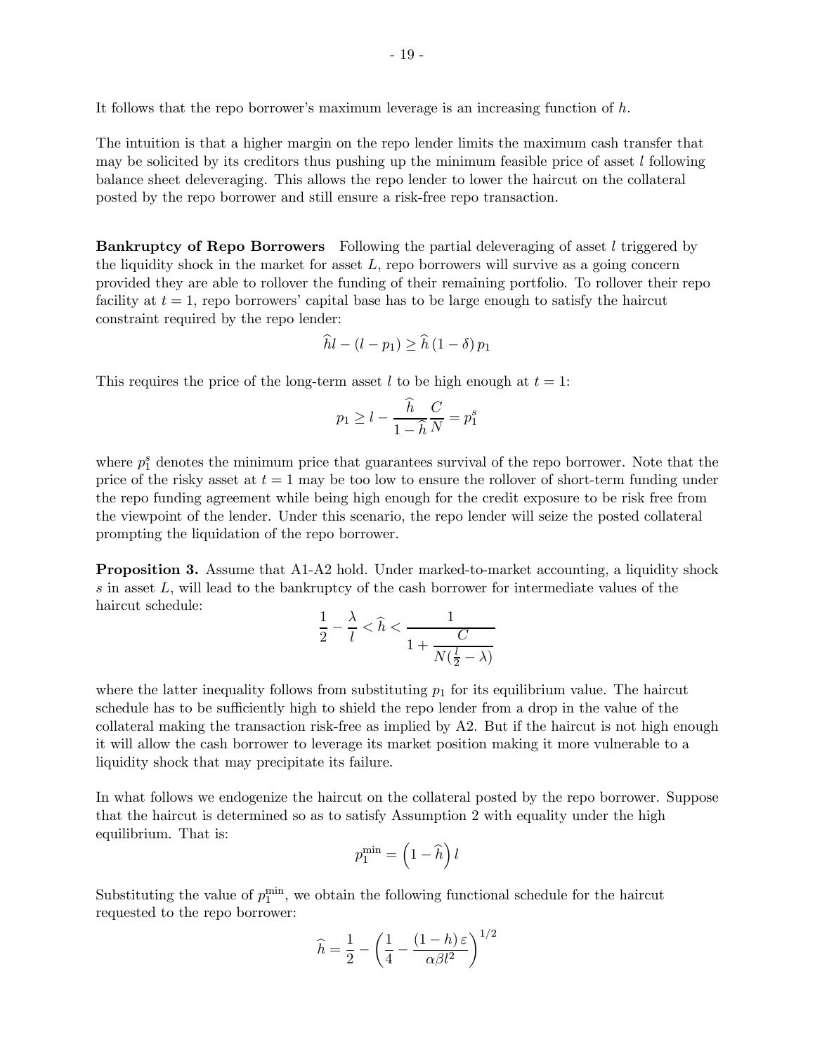It follows that the repo borrower's maximum leverage is an increasing function of $h$.

The intuition is that a higher margin on the repo lender limits the maximum cash transfer that may be solicited by its creditors thus pushing up the minimum feasible price of asset $l$ following balance sheet deleveraging. This allows the repo lender to lower the haircut on the collateral posted by the repo borrower and still ensure a risk-free repo transaction.

**Bankruptcy of Repo Borrowers** Following the partial deleveraging of asset $l$ triggered by the liquidity shock in the market for asset $L$, repo borrowers will survive as a going concern provided they are able to rollover the funding of their remaining portfolio. To rollover their repo facility at $t = 1$, repo borrowers' capital base has to be large enough to satisfy the haircut constraint required by the repo lender:

$$\widehat{h}l - (l - p_1) \geq \widehat{h}\,(1 - \delta)\,p_1$$

This requires the price of the long-term asset $l$ to be high enough at $t = 1$:

$$p_1 \geq l - \frac{\widehat{h}}{1 - \widehat{h}}\frac{C}{N} = p_1^s$$

where $p_1^s$ denotes the minimum price that guarantees survival of the repo borrower. Note that the price of the risky asset at $t = 1$ may be too low to ensure the rollover of short-term funding under the repo funding agreement while being high enough for the credit exposure to be risk free from the viewpoint of the lender. Under this scenario, the repo lender will seize the posted collateral prompting the liquidation of the repo borrower.

**Proposition 3.** Assume that A1-A2 hold. Under marked-to-market accounting, a liquidity shock $s$ in asset $L$, will lead to the bankruptcy of the cash borrower for intermediate values of the haircut schedule:

$$\frac{1}{2} - \frac{\lambda}{l} < \widehat{h} < \frac{1}{1 + \dfrac{C}{N(\frac{l}{2} - \lambda)}}$$

where the latter inequality follows from substituting $p_1$ for its equilibrium value. The haircut schedule has to be sufficiently high to shield the repo lender from a drop in the value of the collateral making the transaction risk-free as implied by A2. But if the haircut is not high enough it will allow the cash borrower to leverage its market position making it more vulnerable to a liquidity shock that may precipitate its failure.

In what follows we endogenize the haircut on the collateral posted by the repo borrower. Suppose that the haircut is determined so as to satisfy Assumption 2 with equality under the high equilibrium. That is:

$$p_1^{\min} = \left(1 - \widehat{h}\right) l$$

Substituting the value of $p_1^{\min}$, we obtain the following functional schedule for the haircut requested to the repo borrower:

$$\widehat{h} = \frac{1}{2} - \left(\frac{1}{4} - \frac{(1-h)\,\varepsilon}{\alpha\beta l^2}\right)^{1/2}$$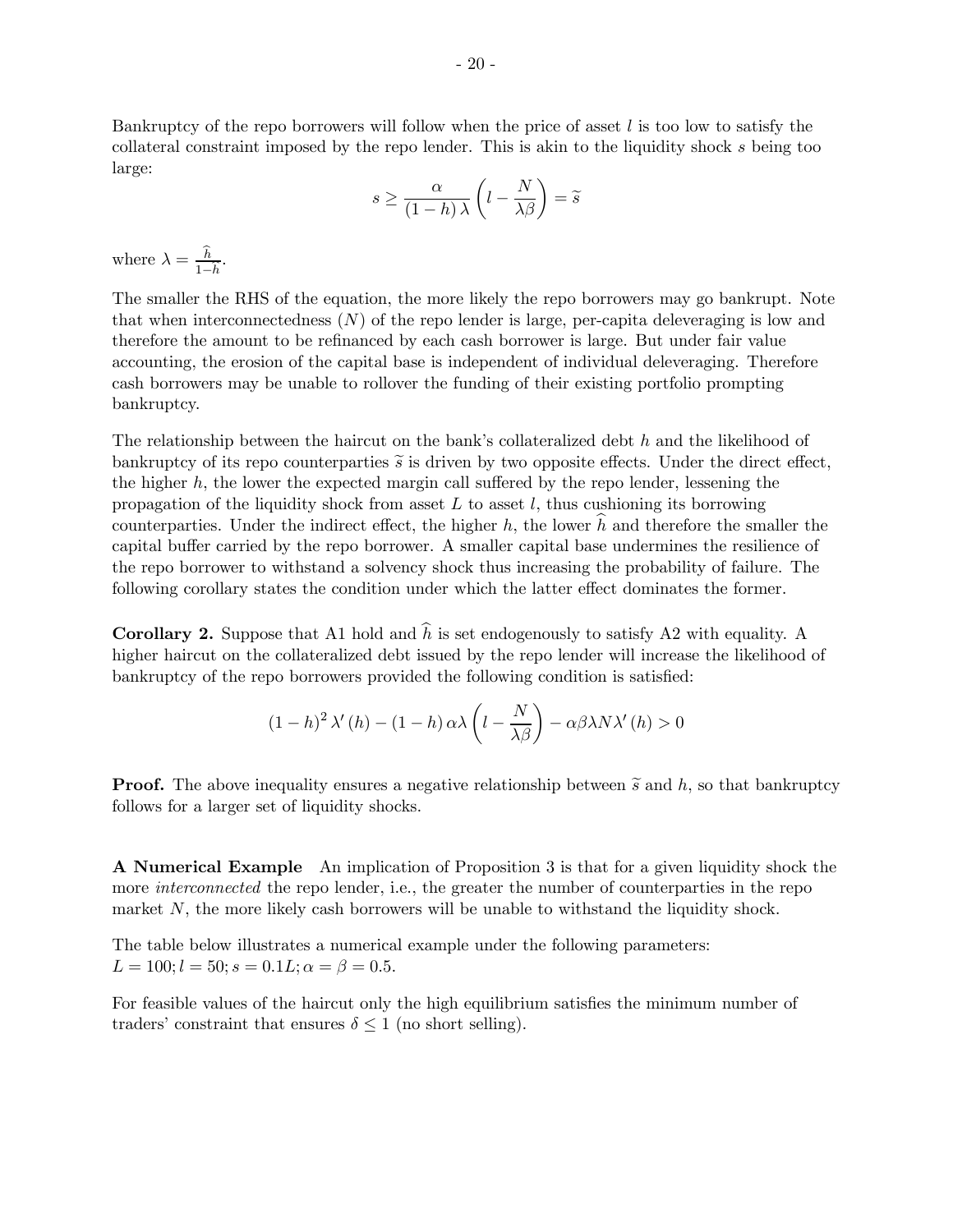Bankruptcy of the repo borrowers will follow when the price of asset $l$ is too low to satisfy the collateral constraint imposed by the repo lender. This is akin to the liquidity shock $s$ being too large:

$$s \geq \frac{\alpha}{(1-h)\lambda}\left(l - \frac{N}{\lambda\beta}\right) = \widetilde{s}$$

where $\lambda = \frac{\widehat{h}}{1-\widehat{h}}$.

The smaller the RHS of the equation, the more likely the repo borrowers may go bankrupt. Note that when interconnectedness ($N$) of the repo lender is large, per-capita deleveraging is low and therefore the amount to be refinanced by each cash borrower is large. But under fair value accounting, the erosion of the capital base is independent of individual deleveraging. Therefore cash borrowers may be unable to rollover the funding of their existing portfolio prompting bankruptcy.

The relationship between the haircut on the bank's collateralized debt $h$ and the likelihood of bankruptcy of its repo counterparties $\widetilde{s}$ is driven by two opposite effects. Under the direct effect, the higher $h$, the lower the expected margin call suffered by the repo lender, lessening the propagation of the liquidity shock from asset $L$ to asset $l$, thus cushioning its borrowing counterparties. Under the indirect effect, the higher $h$, the lower $\widehat{h}$ and therefore the smaller the capital buffer carried by the repo borrower. A smaller capital base undermines the resilience of the repo borrower to withstand a solvency shock thus increasing the probability of failure. The following corollary states the condition under which the latter effect dominates the former.

**Corollary 2.** Suppose that A1 hold and $\widehat{h}$ is set endogenously to satisfy A2 with equality. A higher haircut on the collateralized debt issued by the repo lender will increase the likelihood of bankruptcy of the repo borrowers provided the following condition is satisfied:

$$(1-h)^2 \lambda'(h) - (1-h)\alpha\lambda\left(l - \frac{N}{\lambda\beta}\right) - \alpha\beta\lambda N\lambda'(h) > 0$$

**Proof.** The above inequality ensures a negative relationship between $\widetilde{s}$ and $h$, so that bankruptcy follows for a larger set of liquidity shocks.

**A Numerical Example** An implication of Proposition 3 is that for a given liquidity shock the more *interconnected* the repo lender, i.e., the greater the number of counterparties in the repo market $N$, the more likely cash borrowers will be unable to withstand the liquidity shock.

The table below illustrates a numerical example under the following parameters: $L = 100; l = 50; s = 0.1L; \alpha = \beta = 0.5$.

For feasible values of the haircut only the high equilibrium satisfies the minimum number of traders' constraint that ensures $\delta \leq 1$ (no short selling).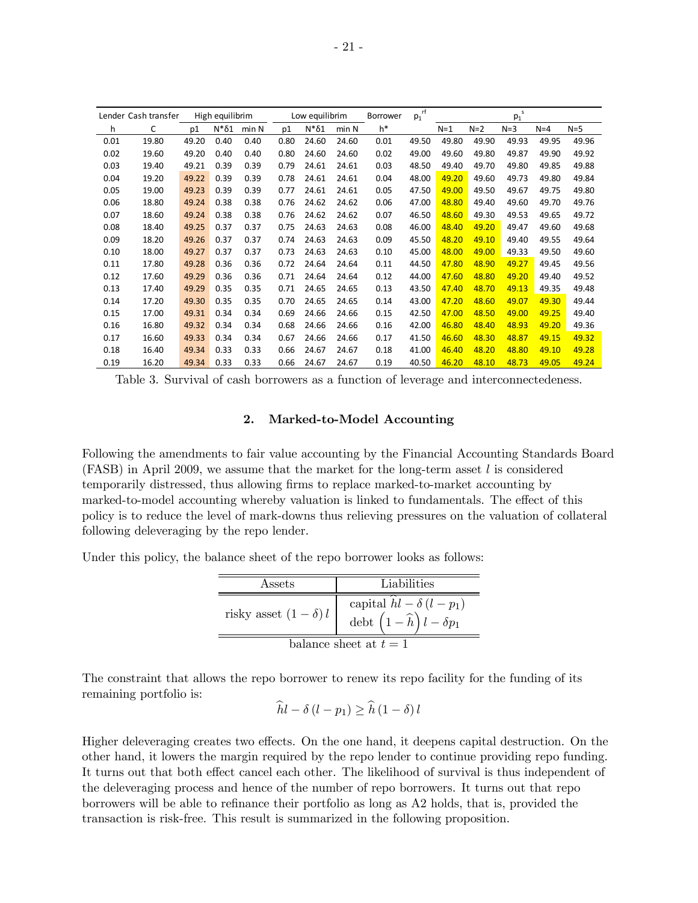| Lender | Cash transfer | High equilibrim | | | Low equilibrim | | | Borrower | $p_1^{rf}$ | $p_1^{s}$ | | | | |
|---|---|---|---|---|---|---|---|---|---|---|---|---|---|---|
| h | C | p1 | N*δ1 | min N | p1 | N*δ1 | min N | h* | | N=1 | N=2 | N=3 | N=4 | N=5 |
| 0.01 | 19.80 | 49.20 | 0.40 | 0.40 | 0.80 | 24.60 | 24.60 | 0.01 | 49.50 | 49.80 | 49.90 | 49.93 | 49.95 | 49.96 |
| 0.02 | 19.60 | 49.20 | 0.40 | 0.40 | 0.80 | 24.60 | 24.60 | 0.02 | 49.00 | 49.60 | 49.80 | 49.87 | 49.90 | 49.92 |
| 0.03 | 19.40 | 49.21 | 0.39 | 0.39 | 0.79 | 24.61 | 24.61 | 0.03 | 48.50 | 49.40 | 49.70 | 49.80 | 49.85 | 49.88 |
| 0.04 | 19.20 | 49.22 | 0.39 | 0.39 | 0.78 | 24.61 | 24.61 | 0.04 | 48.00 | 49.20 | 49.60 | 49.73 | 49.80 | 49.84 |
| 0.05 | 19.00 | 49.23 | 0.39 | 0.39 | 0.77 | 24.61 | 24.61 | 0.05 | 47.50 | 49.00 | 49.50 | 49.67 | 49.75 | 49.80 |
| 0.06 | 18.80 | 49.24 | 0.38 | 0.38 | 0.76 | 24.62 | 24.62 | 0.06 | 47.00 | 48.80 | 49.40 | 49.60 | 49.70 | 49.76 |
| 0.07 | 18.60 | 49.24 | 0.38 | 0.38 | 0.76 | 24.62 | 24.62 | 0.07 | 46.50 | 48.60 | 49.30 | 49.53 | 49.65 | 49.72 |
| 0.08 | 18.40 | 49.25 | 0.37 | 0.37 | 0.75 | 24.63 | 24.63 | 0.08 | 46.00 | 48.40 | 49.20 | 49.47 | 49.60 | 49.68 |
| 0.09 | 18.20 | 49.26 | 0.37 | 0.37 | 0.74 | 24.63 | 24.63 | 0.09 | 45.50 | 48.20 | 49.10 | 49.40 | 49.55 | 49.64 |
| 0.10 | 18.00 | 49.27 | 0.37 | 0.37 | 0.73 | 24.63 | 24.63 | 0.10 | 45.00 | 48.00 | 49.00 | 49.33 | 49.50 | 49.60 |
| 0.11 | 17.80 | 49.28 | 0.36 | 0.36 | 0.72 | 24.64 | 24.64 | 0.11 | 44.50 | 47.80 | 48.90 | 49.27 | 49.45 | 49.56 |
| 0.12 | 17.60 | 49.29 | 0.36 | 0.36 | 0.71 | 24.64 | 24.64 | 0.12 | 44.00 | 47.60 | 48.80 | 49.20 | 49.40 | 49.52 |
| 0.13 | 17.40 | 49.29 | 0.35 | 0.35 | 0.71 | 24.65 | 24.65 | 0.13 | 43.50 | 47.40 | 48.70 | 49.13 | 49.35 | 49.48 |
| 0.14 | 17.20 | 49.30 | 0.35 | 0.35 | 0.70 | 24.65 | 24.65 | 0.14 | 43.00 | 47.20 | 48.60 | 49.07 | 49.30 | 49.44 |
| 0.15 | 17.00 | 49.31 | 0.34 | 0.34 | 0.69 | 24.66 | 24.66 | 0.15 | 42.50 | 47.00 | 48.50 | 49.00 | 49.25 | 49.40 |
| 0.16 | 16.80 | 49.32 | 0.34 | 0.34 | 0.68 | 24.66 | 24.66 | 0.16 | 42.00 | 46.80 | 48.40 | 48.93 | 49.20 | 49.36 |
| 0.17 | 16.60 | 49.33 | 0.34 | 0.34 | 0.67 | 24.66 | 24.66 | 0.17 | 41.50 | 46.60 | 48.30 | 48.87 | 49.15 | 49.32 |
| 0.18 | 16.40 | 49.34 | 0.33 | 0.33 | 0.66 | 24.67 | 24.67 | 0.18 | 41.00 | 46.40 | 48.20 | 48.80 | 49.10 | 49.28 |
| 0.19 | 16.20 | 49.34 | 0.33 | 0.33 | 0.66 | 24.67 | 24.67 | 0.19 | 40.50 | 46.20 | 48.10 | 48.73 | 49.05 | 49.24 |

Table 3. Survival of cash borrowers as a function of leverage and interconnectedeness.

## 2. Marked-to-Model Accounting

Following the amendments to fair value accounting by the Financial Accounting Standards Board (FASB) in April 2009, we assume that the market for the long-term asset $l$ is considered temporarily distressed, thus allowing firms to replace marked-to-market accounting by marked-to-model accounting whereby valuation is linked to fundamentals. The effect of this policy is to reduce the level of mark-downs thus relieving pressures on the valuation of collateral following deleveraging by the repo lender.

Under this policy, the balance sheet of the repo borrower looks as follows:

| Assets | Liabilities |
|---|---|
| risky asset $(1-\delta)\,l$ | capital $\widehat{h}l - \delta\,(l - p_1)$<br>debt $\left(1-\widehat{h}\right)l - \delta p_1$ |

balance sheet at $t = 1$

The constraint that allows the repo borrower to renew its repo facility for the funding of its remaining portfolio is:

$$\widehat{h}l - \delta\,(l - p_1) \geq \widehat{h}\,(1-\delta)\,l$$

Higher deleveraging creates two effects. On the one hand, it deepens capital destruction. On the other hand, it lowers the margin required by the repo lender to continue providing repo funding. It turns out that both effect cancel each other. The likelihood of survival is thus independent of the deleveraging process and hence of the number of repo borrowers. It turns out that repo borrowers will be able to refinance their portfolio as long as A2 holds, that is, provided the transaction is risk-free. This result is summarized in the following proposition.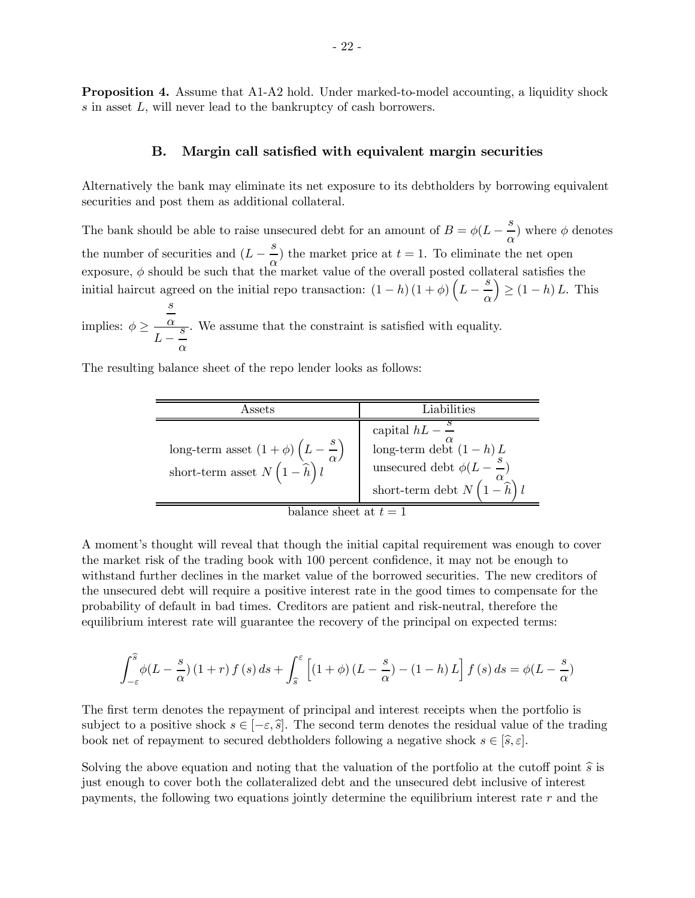**Proposition 4.** Assume that A1-A2 hold. Under marked-to-model accounting, a liquidity shock $s$ in asset $L$, will never lead to the bankruptcy of cash borrowers.

### B. Margin call satisfied with equivalent margin securities

Alternatively the bank may eliminate its net exposure to its debtholders by borrowing equivalent securities and post them as additional collateral.

The bank should be able to raise unsecured debt for an amount of $B = \phi(L - \frac{s}{\alpha})$ where $\phi$ denotes the number of securities and $(L - \frac{s}{\alpha})$ the market price at $t = 1$. To eliminate the net open exposure, $\phi$ should be such that the market value of the overall posted collateral satisfies the initial haircut agreed on the initial repo transaction: $(1-h)(1+\phi)\left(L - \frac{s}{\alpha}\right) \geq (1-h)L$. This implies: $\phi \geq \frac{\frac{s}{\alpha}}{L - \frac{s}{\alpha}}$. We assume that the constraint is satisfied with equality.

The resulting balance sheet of the repo lender looks as follows:

| Assets | Liabilities |
|---|---|
| long-term asset $(1+\phi)\left(L - \frac{s}{\alpha}\right)$ | capital $hL - \frac{s}{\alpha}$ |
| short-term asset $N\left(1-\widehat{h}\right)l$ | long-term debt $(1-h)L$ |
| | unsecured debt $\phi(L - \frac{s}{\alpha})$ |
| | short-term debt $N\left(1-\widehat{h}\right)l$ |

balance sheet at $t = 1$

A moment's thought will reveal that though the initial capital requirement was enough to cover the market risk of the trading book with 100 percent confidence, it may not be enough to withstand further declines in the market value of the borrowed securities. The new creditors of the unsecured debt will require a positive interest rate in the good times to compensate for the probability of default in bad times. Creditors are patient and risk-neutral, therefore the equilibrium interest rate will guarantee the recovery of the principal on expected terms:

$$\int_{-\varepsilon}^{\widehat{s}} \phi(L - \frac{s}{\alpha})(1+r) f(s)\, ds + \int_{\widehat{s}}^{\varepsilon} \left[(1+\phi)(L - \frac{s}{\alpha}) - (1-h)L\right] f(s)\, ds = \phi(L - \frac{s}{\alpha})$$

The first term denotes the repayment of principal and interest receipts when the portfolio is subject to a positive shock $s \in [-\varepsilon, \widehat{s}]$. The second term denotes the residual value of the trading book net of repayment to secured debtholders following a negative shock $s \in [\widehat{s}, \varepsilon]$.

Solving the above equation and noting that the valuation of the portfolio at the cutoff point $\widehat{s}$ is just enough to cover both the collateralized debt and the unsecured debt inclusive of interest payments, the following two equations jointly determine the equilibrium interest rate $r$ and the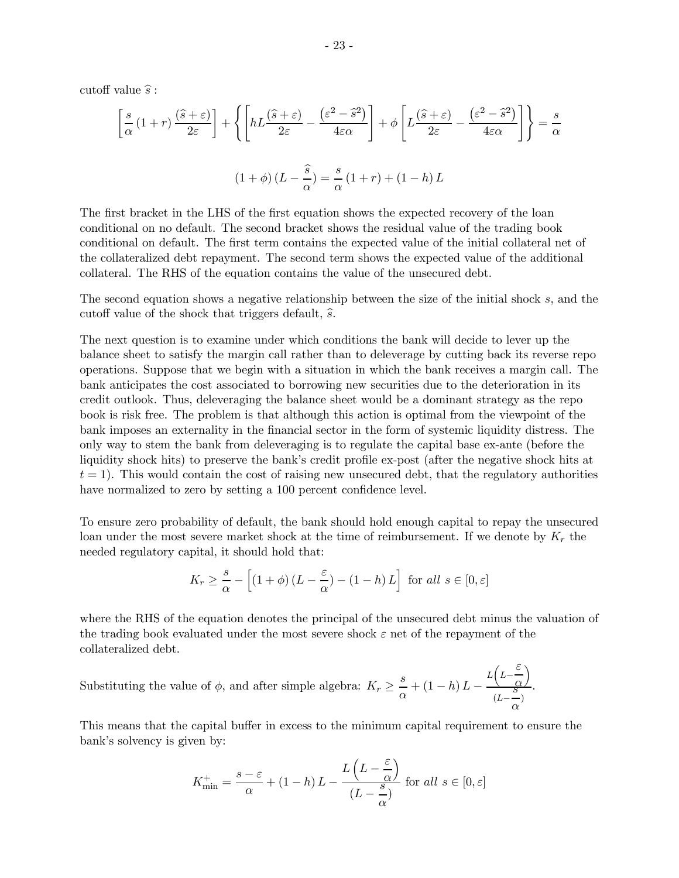cutoff value $\widehat{s}$ :

$$\left[\frac{s}{\alpha}(1+r)\frac{(\widehat{s}+\varepsilon)}{2\varepsilon}\right]+\left\{\left[hL\frac{(\widehat{s}+\varepsilon)}{2\varepsilon}-\frac{\left(\varepsilon^2-\widehat{s}^2\right)}{4\varepsilon\alpha}\right]+\phi\left[L\frac{(\widehat{s}+\varepsilon)}{2\varepsilon}-\frac{\left(\varepsilon^2-\widehat{s}^2\right)}{4\varepsilon\alpha}\right]\right\}=\frac{s}{\alpha}$$

$$(1+\phi)\,(L-\frac{\widehat{s}}{\alpha})=\frac{s}{\alpha}\,(1+r)+(1-h)\,L$$

The first bracket in the LHS of the first equation shows the expected recovery of the loan conditional on no default. The second bracket shows the residual value of the trading book conditional on default. The first term contains the expected value of the initial collateral net of the collateralized debt repayment. The second term shows the expected value of the additional collateral. The RHS of the equation contains the value of the unsecured debt.

The second equation shows a negative relationship between the size of the initial shock $s$, and the cutoff value of the shock that triggers default, $\widehat{s}$.

The next question is to examine under which conditions the bank will decide to lever up the balance sheet to satisfy the margin call rather than to deleverage by cutting back its reverse repo operations. Suppose that we begin with a situation in which the bank receives a margin call. The bank anticipates the cost associated to borrowing new securities due to the deterioration in its credit outlook. Thus, deleveraging the balance sheet would be a dominant strategy as the repo book is risk free. The problem is that although this action is optimal from the viewpoint of the bank imposes an externality in the financial sector in the form of systemic liquidity distress. The only way to stem the bank from deleveraging is to regulate the capital base ex-ante (before the liquidity shock hits) to preserve the bank's credit profile ex-post (after the negative shock hits at $t = 1$). This would contain the cost of raising new unsecured debt, that the regulatory authorities have normalized to zero by setting a 100 percent confidence level.

To ensure zero probability of default, the bank should hold enough capital to repay the unsecured loan under the most severe market shock at the time of reimbursement. If we denote by $K_r$ the needed regulatory capital, it should hold that:

$$K_r \geq \frac{s}{\alpha}-\left[(1+\phi)\,(L-\frac{\varepsilon}{\alpha})-(1-h)\,L\right] \text{ for } all \ s\in[0,\varepsilon]$$

where the RHS of the equation denotes the principal of the unsecured debt minus the valuation of the trading book evaluated under the most severe shock $\varepsilon$ net of the repayment of the collateralized debt.

Substituting the value of $\phi$, and after simple algebra: $K_r \geq \frac{s}{\alpha}+(1-h)\,L-\frac{L\left(L-\frac{\varepsilon}{\alpha}\right)}{(L-\frac{s}{\alpha})}$.

This means that the capital buffer in excess to the minimum capital requirement to ensure the bank's solvency is given by:

$$K^{+}_{\min}=\frac{s-\varepsilon}{\alpha}+(1-h)\,L-\frac{L\left(L-\frac{\varepsilon}{\alpha}\right)}{(L-\frac{s}{\alpha})} \text{ for } all \ s\in[0,\varepsilon]$$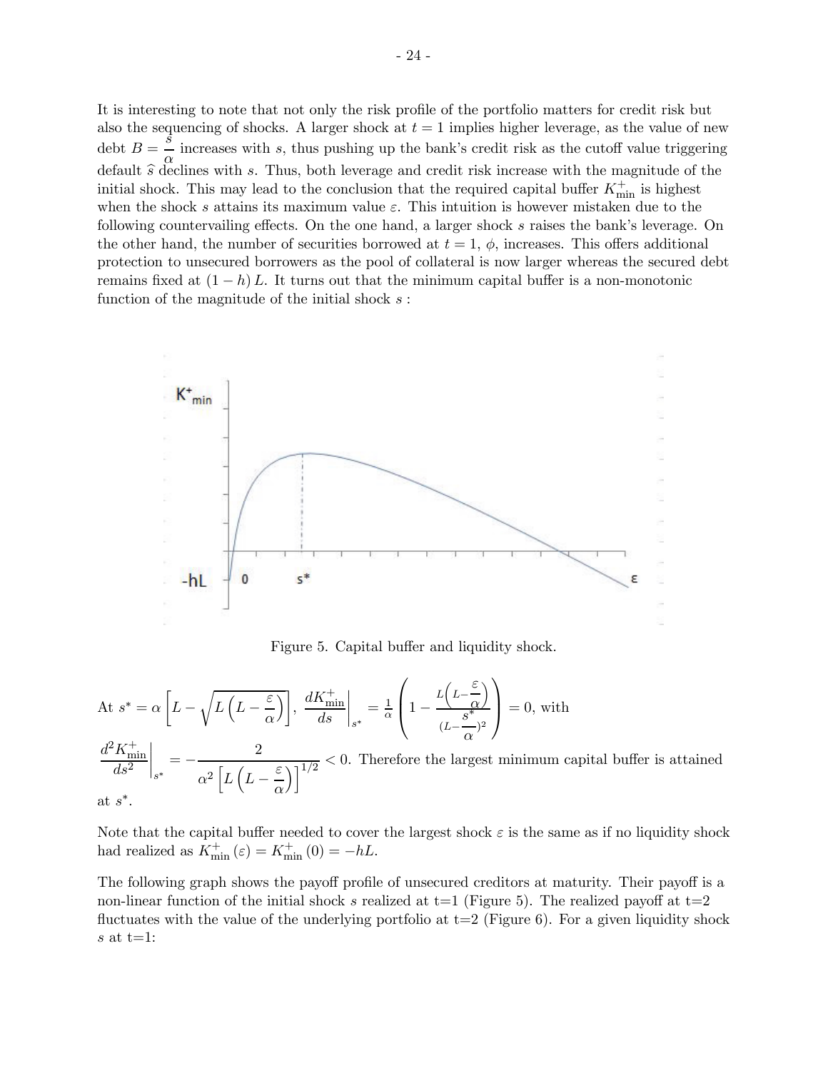It is interesting to note that not only the risk profile of the portfolio matters for credit risk but also the sequencing of shocks. A larger shock at $t = 1$ implies higher leverage, as the value of new debt $B = \dfrac{s}{\alpha}$ increases with $s$, thus pushing up the bank's credit risk as the cutoff value triggering default $\widehat{s}$ declines with $s$. Thus, both leverage and credit risk increase with the magnitude of the initial shock. This may lead to the conclusion that the required capital buffer $K^{+}_{\min}$ is highest when the shock $s$ attains its maximum value $\varepsilon$. This intuition is however mistaken due to the following countervailing effects. On the one hand, a larger shock $s$ raises the bank's leverage. On the other hand, the number of securities borrowed at $t = 1$, $\phi$, increases. This offers additional protection to unsecured borrowers as the pool of collateral is now larger whereas the secured debt remains fixed at $(1 - h) L$. It turns out that the minimum capital buffer is a non-monotonic function of the magnitude of the initial shock $s$ :

K+min

-hL

0

s*

ε

Figure 5. Capital buffer and liquidity shock.

At $s^{*} = \alpha \left[ L - \sqrt{L\left(L - \dfrac{\varepsilon}{\alpha}\right)} \right]$, $\left. \dfrac{dK^{+}_{\min}}{ds} \right|_{s^{*}} = \frac{1}{\alpha} \left( 1 - \dfrac{L\left(L - \dfrac{\varepsilon}{\alpha}\right)}{(L - \dfrac{s^{*}}{\alpha})^{2}} \right) = 0$, with $\left. \dfrac{d^{2}K^{+}_{\min}}{ds^{2}} \right|_{s^{*}} = -\dfrac{2}{\alpha^{2}\left[L\left(L - \dfrac{\varepsilon}{\alpha}\right)\right]^{1/2}} < 0$. Therefore the largest minimum capital buffer is attained at $s^{*}$.

Note that the capital buffer needed to cover the largest shock $\varepsilon$ is the same as if no liquidity shock had realized as $K^{+}_{\min}(\varepsilon) = K^{+}_{\min}(0) = -hL$.

The following graph shows the payoff profile of unsecured creditors at maturity. Their payoff is a non-linear function of the initial shock $s$ realized at t=1 (Figure 5). The realized payoff at t=2 fluctuates with the value of the underlying portfolio at t=2 (Figure 6). For a given liquidity shock $s$ at t=1: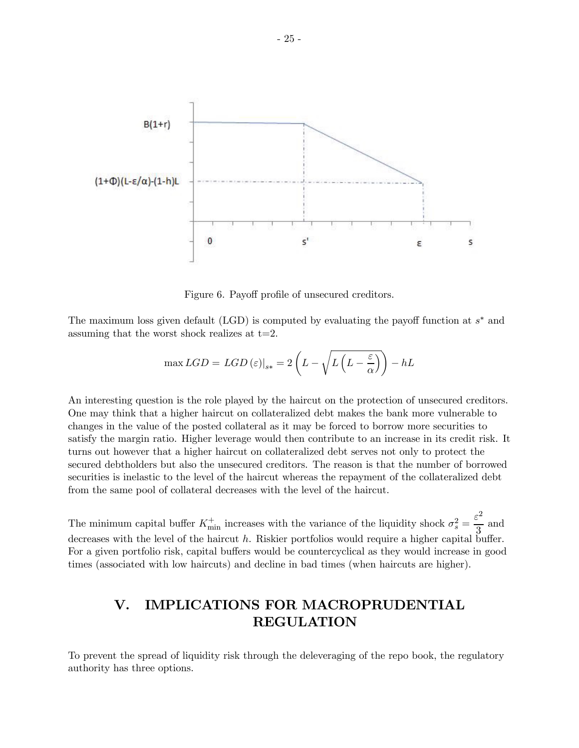B(1+r)

(1+Φ)(L-ε/α)-(1-h)L

0

s'

ε

s

Figure 6. Payoff profile of unsecured creditors.

The maximum loss given default (LGD) is computed by evaluating the payoff function at $s^*$ and assuming that the worst shock realizes at t=2.

$$\max LGD = \left. LGD\left(\varepsilon\right)\right|_{s*} = 2\left(L - \sqrt{L\left(L - \frac{\varepsilon}{\alpha}\right)}\right) - hL$$

An interesting question is the role played by the haircut on the protection of unsecured creditors. One may think that a higher haircut on collateralized debt makes the bank more vulnerable to changes in the value of the posted collateral as it may be forced to borrow more securities to satisfy the margin ratio. Higher leverage would then contribute to an increase in its credit risk. It turns out however that a higher haircut on collateralized debt serves not only to protect the secured debtholders but also the unsecured creditors. The reason is that the number of borrowed securities is inelastic to the level of the haircut whereas the repayment of the collateralized debt from the same pool of collateral decreases with the level of the haircut.

The minimum capital buffer $K^{+}_{\min}$ increases with the variance of the liquidity shock $\sigma_s^2 = \dfrac{\varepsilon^2}{3}$ and decreases with the level of the haircut $h$. Riskier portfolios would require a higher capital buffer. For a given portfolio risk, capital buffers would be countercyclical as they would increase in good times (associated with low haircuts) and decline in bad times (when haircuts are higher).

# V. IMPLICATIONS FOR MACROPRUDENTIAL REGULATION

To prevent the spread of liquidity risk through the deleveraging of the repo book, the regulatory authority has three options.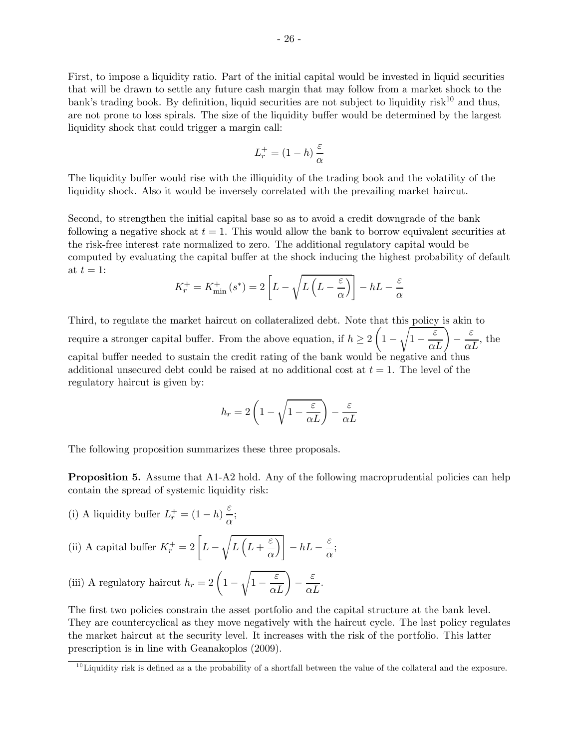First, to impose a liquidity ratio. Part of the initial capital would be invested in liquid securities that will be drawn to settle any future cash margin that may follow from a market shock to the bank's trading book. By definition, liquid securities are not subject to liquidity risk[10] and thus, are not prone to loss spirals. The size of the liquidity buffer would be determined by the largest liquidity shock that could trigger a margin call:

$$L_r^+ = (1-h)\,\frac{\varepsilon}{\alpha}$$

The liquidity buffer would rise with the illiquidity of the trading book and the volatility of the liquidity shock. Also it would be inversely correlated with the prevailing market haircut.

Second, to strengthen the initial capital base so as to avoid a credit downgrade of the bank following a negative shock at $t = 1$. This would allow the bank to borrow equivalent securities at the risk-free interest rate normalized to zero. The additional regulatory capital would be computed by evaluating the capital buffer at the shock inducing the highest probability of default at $t = 1$:

$$K_r^+ = K_{\min}^+(s^*) = 2\left[L - \sqrt{L\left(L - \frac{\varepsilon}{\alpha}\right)}\right] - hL - \frac{\varepsilon}{\alpha}$$

Third, to regulate the market haircut on collateralized debt. Note that this policy is akin to require a stronger capital buffer. From the above equation, if $h \geq 2\left(1 - \sqrt{1 - \frac{\varepsilon}{\alpha L}}\right) - \frac{\varepsilon}{\alpha L}$, the capital buffer needed to sustain the credit rating of the bank would be negative and thus additional unsecured debt could be raised at no additional cost at $t = 1$. The level of the regulatory haircut is given by:

$$h_r = 2\left(1 - \sqrt{1 - \frac{\varepsilon}{\alpha L}}\right) - \frac{\varepsilon}{\alpha L}$$

The following proposition summarizes these three proposals.

**Proposition 5.** Assume that A1-A2 hold. Any of the following macroprudential policies can help contain the spread of systemic liquidity risk:

(i) A liquidity buffer $L_r^+ = (1-h)\,\frac{\varepsilon}{\alpha}$;

(ii) A capital buffer $K_r^+ = 2\left[L - \sqrt{L\left(L + \frac{\varepsilon}{\alpha}\right)}\right] - hL - \frac{\varepsilon}{\alpha}$;

(iii) A regulatory haircut $h_r = 2\left(1 - \sqrt{1 - \frac{\varepsilon}{\alpha L}}\right) - \frac{\varepsilon}{\alpha L}$.

The first two policies constrain the asset portfolio and the capital structure at the bank level. They are countercyclical as they move negatively with the haircut cycle. The last policy regulates the market haircut at the security level. It increases with the risk of the portfolio. This latter prescription is in line with Geanakoplos (2009).

[10] Liquidity risk is defined as a the probability of a shortfall between the value of the collateral and the exposure.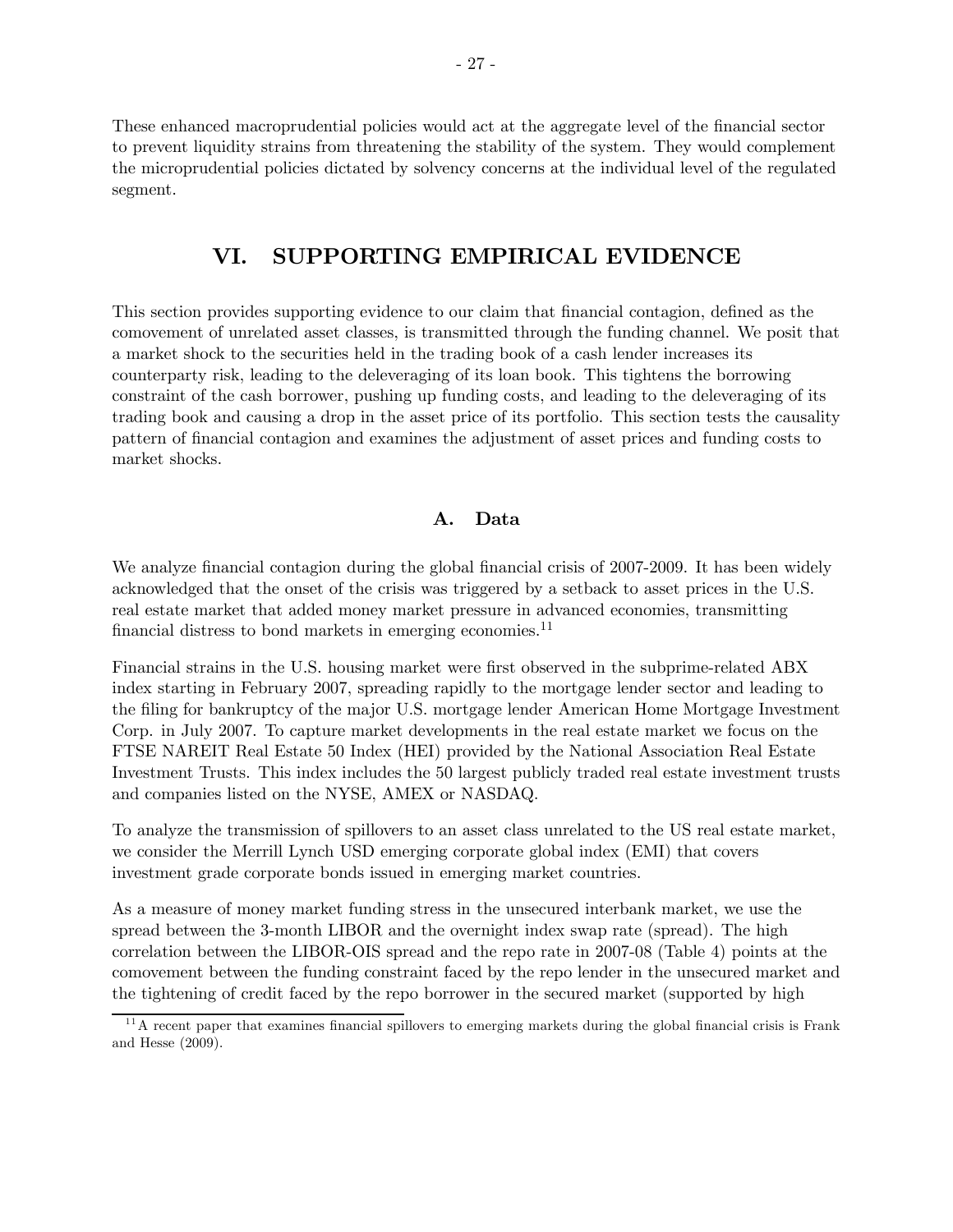These enhanced macroprudential policies would act at the aggregate level of the financial sector to prevent liquidity strains from threatening the stability of the system. They would complement the microprudential policies dictated by solvency concerns at the individual level of the regulated segment.

# VI. SUPPORTING EMPIRICAL EVIDENCE

This section provides supporting evidence to our claim that financial contagion, defined as the comovement of unrelated asset classes, is transmitted through the funding channel. We posit that a market shock to the securities held in the trading book of a cash lender increases its counterparty risk, leading to the deleveraging of its loan book. This tightens the borrowing constraint of the cash borrower, pushing up funding costs, and leading to the deleveraging of its trading book and causing a drop in the asset price of its portfolio. This section tests the causality pattern of financial contagion and examines the adjustment of asset prices and funding costs to market shocks.

## A. Data

We analyze financial contagion during the global financial crisis of 2007-2009. It has been widely acknowledged that the onset of the crisis was triggered by a setback to asset prices in the U.S. real estate market that added money market pressure in advanced economies, transmitting financial distress to bond markets in emerging economies.[11]

Financial strains in the U.S. housing market were first observed in the subprime-related ABX index starting in February 2007, spreading rapidly to the mortgage lender sector and leading to the filing for bankruptcy of the major U.S. mortgage lender American Home Mortgage Investment Corp. in July 2007. To capture market developments in the real estate market we focus on the FTSE NAREIT Real Estate 50 Index (HEI) provided by the National Association Real Estate Investment Trusts. This index includes the 50 largest publicly traded real estate investment trusts and companies listed on the NYSE, AMEX or NASDAQ.

To analyze the transmission of spillovers to an asset class unrelated to the US real estate market, we consider the Merrill Lynch USD emerging corporate global index (EMI) that covers investment grade corporate bonds issued in emerging market countries.

As a measure of money market funding stress in the unsecured interbank market, we use the spread between the 3-month LIBOR and the overnight index swap rate (spread). The high correlation between the LIBOR-OIS spread and the repo rate in 2007-08 (Table 4) points at the comovement between the funding constraint faced by the repo lender in the unsecured market and the tightening of credit faced by the repo borrower in the secured market (supported by high

[11] A recent paper that examines financial spillovers to emerging markets during the global financial crisis is Frank and Hesse (2009).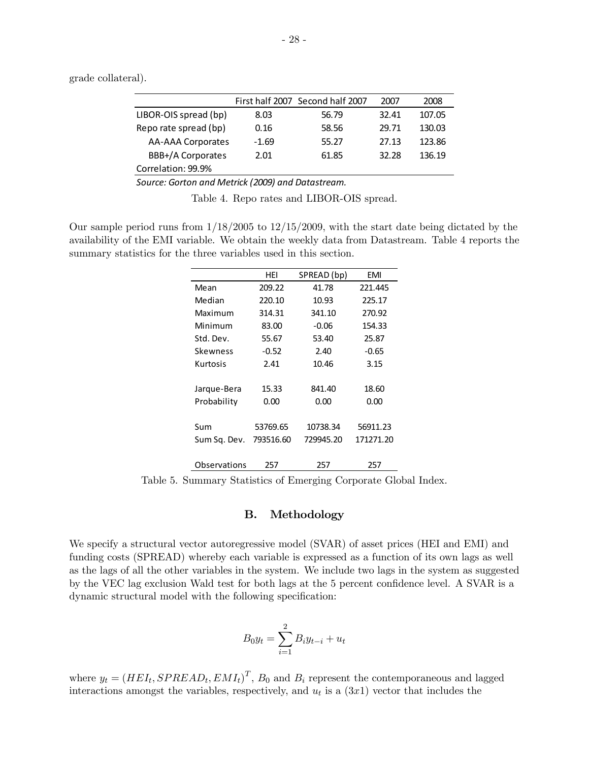grade collateral).

| | First half 2007 | Second half 2007 | 2007 | 2008 |
|---|---|---|---|---|
| LIBOR-OIS spread (bp) | 8.03 | 56.79 | 32.41 | 107.05 |
| Repo rate spread (bp) | 0.16 | 58.56 | 29.71 | 130.03 |
| AA-AAA Corporates | -1.69 | 55.27 | 27.13 | 123.86 |
| BBB+/A Corporates | 2.01 | 61.85 | 32.28 | 136.19 |
| Correlation: 99.9% | | | | |

*Source: Gorton and Metrick (2009) and Datastream.*

Table 4. Repo rates and LIBOR-OIS spread.

Our sample period runs from 1/18/2005 to 12/15/2009, with the start date being dictated by the availability of the EMI variable. We obtain the weekly data from Datastream. Table 4 reports the summary statistics for the three variables used in this section.

| | HEI | SPREAD (bp) | EMI |
|---|---|---|---|
| Mean | 209.22 | 41.78 | 221.445 |
| Median | 220.10 | 10.93 | 225.17 |
| Maximum | 314.31 | 341.10 | 270.92 |
| Minimum | 83.00 | -0.06 | 154.33 |
| Std. Dev. | 55.67 | 53.40 | 25.87 |
| Skewness | -0.52 | 2.40 | -0.65 |
| Kurtosis | 2.41 | 10.46 | 3.15 |
| Jarque-Bera | 15.33 | 841.40 | 18.60 |
| Probability | 0.00 | 0.00 | 0.00 |
| Sum | 53769.65 | 10738.34 | 56911.23 |
| Sum Sq. Dev. | 793516.60 | 729945.20 | 171271.20 |
| Observations | 257 | 257 | 257 |

Table 5. Summary Statistics of Emerging Corporate Global Index.

## B. Methodology

We specify a structural vector autoregressive model (SVAR) of asset prices (HEI and EMI) and funding costs (SPREAD) whereby each variable is expressed as a function of its own lags as well as the lags of all the other variables in the system. We include two lags in the system as suggested by the VEC lag exclusion Wald test for both lags at the 5 percent confidence level. A SVAR is a dynamic structural model with the following specification:

$$B_0 y_t = \sum_{i=1}^{2} B_i y_{t-i} + u_t$$

where $y_t = (HEI_t, SPREAD_t, EMI_t)^T$, $B_0$ and $B_i$ represent the contemporaneous and lagged interactions amongst the variables, respectively, and $u_t$ is a $(3x1)$ vector that includes the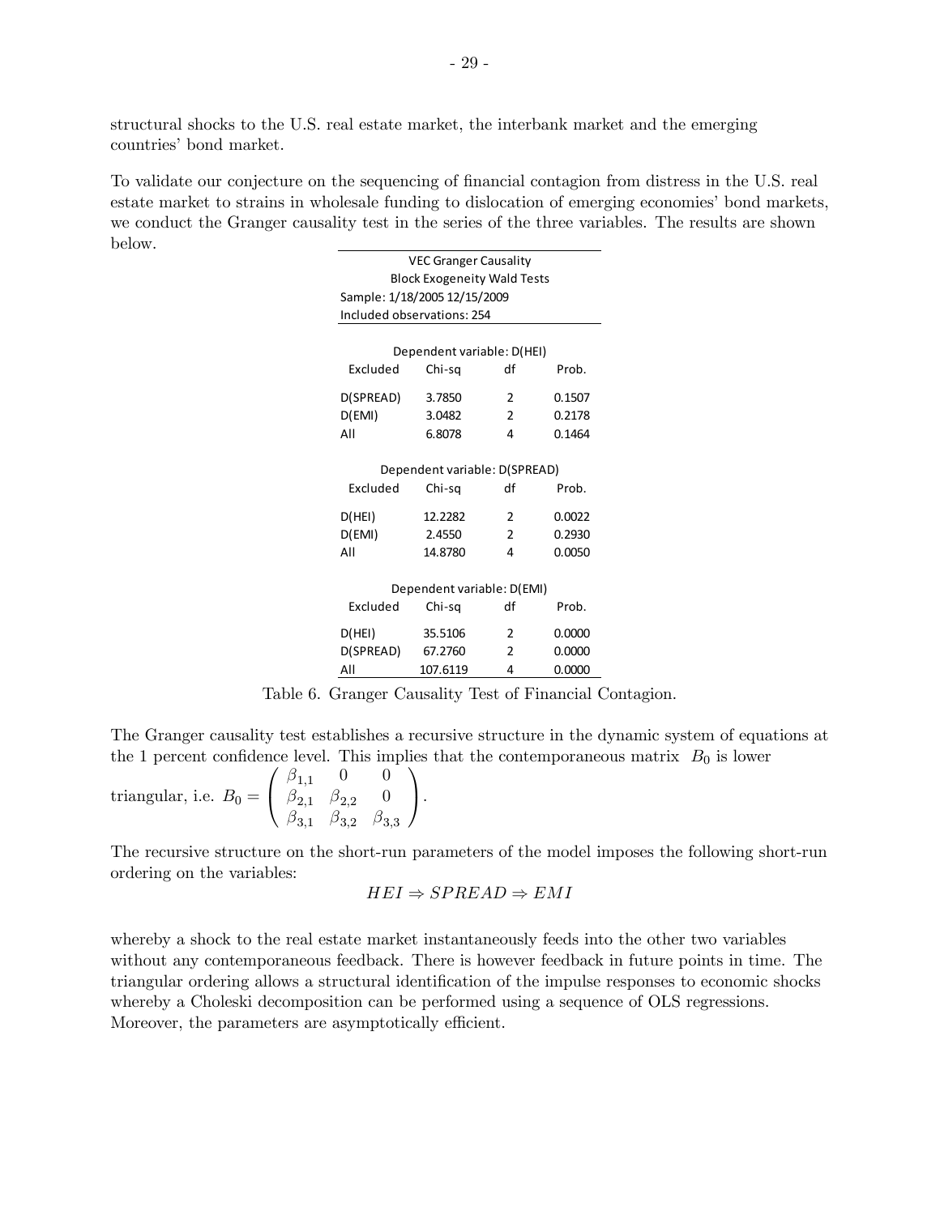structural shocks to the U.S. real estate market, the interbank market and the emerging countries' bond market.

To validate our conjecture on the sequencing of financial contagion from distress in the U.S. real estate market to strains in wholesale funding to dislocation of emerging economies' bond markets, we conduct the Granger causality test in the series of the three variables. The results are shown below.

VEC Granger Causality
Block Exogeneity Wald Tests
Sample: 1/18/2005 12/15/2009
Included observations: 254

| Excluded | Chi-sq | df | Prob. |
|---|---|---|---|
| **Dependent variable: D(HEI)** | | | |
| D(SPREAD) | 3.7850 | 2 | 0.1507 |
| D(EMI) | 3.0482 | 2 | 0.2178 |
| All | 6.8078 | 4 | 0.1464 |
| **Dependent variable: D(SPREAD)** | | | |
| D(HEI) | 12.2282 | 2 | 0.0022 |
| D(EMI) | 2.4550 | 2 | 0.2930 |
| All | 14.8780 | 4 | 0.0050 |
| **Dependent variable: D(EMI)** | | | |
| D(HEI) | 35.5106 | 2 | 0.0000 |
| D(SPREAD) | 67.2760 | 2 | 0.0000 |
| All | 107.6119 | 4 | 0.0000 |

Table 6. Granger Causality Test of Financial Contagion.

The Granger causality test establishes a recursive structure in the dynamic system of equations at the 1 percent confidence level. This implies that the contemporaneous matrix $B_0$ is lower triangular, i.e. $B_0 = \begin{pmatrix} \beta_{1,1} & 0 & 0 \\ \beta_{2,1} & \beta_{2,2} & 0 \\ \beta_{3,1} & \beta_{3,2} & \beta_{3,3} \end{pmatrix}$.

The recursive structure on the short-run parameters of the model imposes the following short-run ordering on the variables:

$$HEI \Rightarrow SPREAD \Rightarrow EMI$$

whereby a shock to the real estate market instantaneously feeds into the other two variables without any contemporaneous feedback. There is however feedback in future points in time. The triangular ordering allows a structural identification of the impulse responses to economic shocks whereby a Choleski decomposition can be performed using a sequence of OLS regressions. Moreover, the parameters are asymptotically efficient.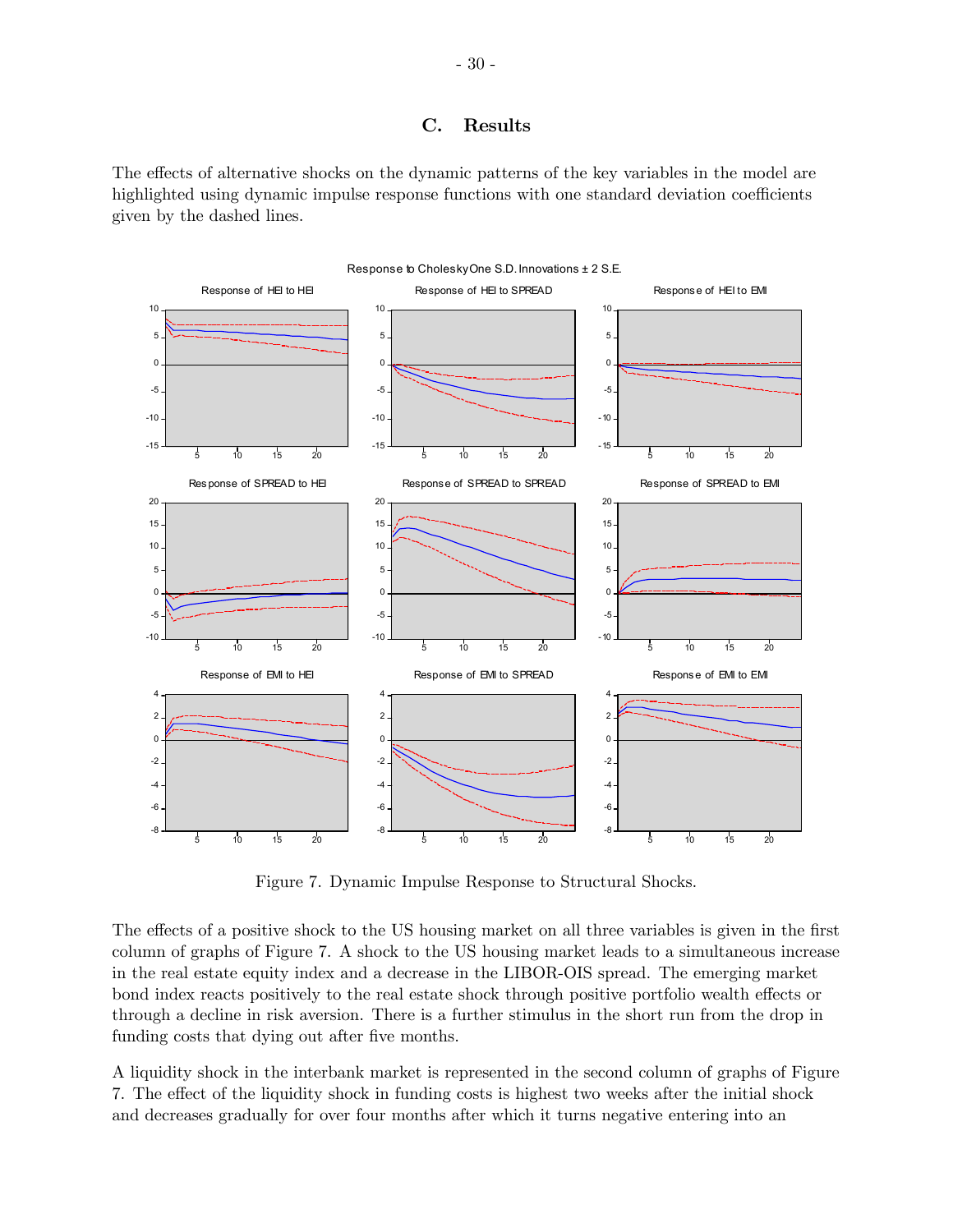### C. Results

The effects of alternative shocks on the dynamic patterns of the key variables in the model are highlighted using dynamic impulse response functions with one standard deviation coefficients given by the dashed lines.

Response to Cholesky One S.D. Innovations ± 2 S.E.

Response of HEI to HEI

Response of HEI to SPREAD

Response of HEI to EMI

Response of SPREAD to HEI

Response of SPREAD to SPREAD

Response of SPREAD to EMI

Response of EMI to HEI

Response of EMI to SPREAD

Response of EMI to EMI

Figure 7. Dynamic Impulse Response to Structural Shocks.

The effects of a positive shock to the US housing market on all three variables is given in the first column of graphs of Figure 7. A shock to the US housing market leads to a simultaneous increase in the real estate equity index and a decrease in the LIBOR-OIS spread. The emerging market bond index reacts positively to the real estate shock through positive portfolio wealth effects or through a decline in risk aversion. There is a further stimulus in the short run from the drop in funding costs that dying out after five months.

A liquidity shock in the interbank market is represented in the second column of graphs of Figure 7. The effect of the liquidity shock in funding costs is highest two weeks after the initial shock and decreases gradually for over four months after which it turns negative entering into an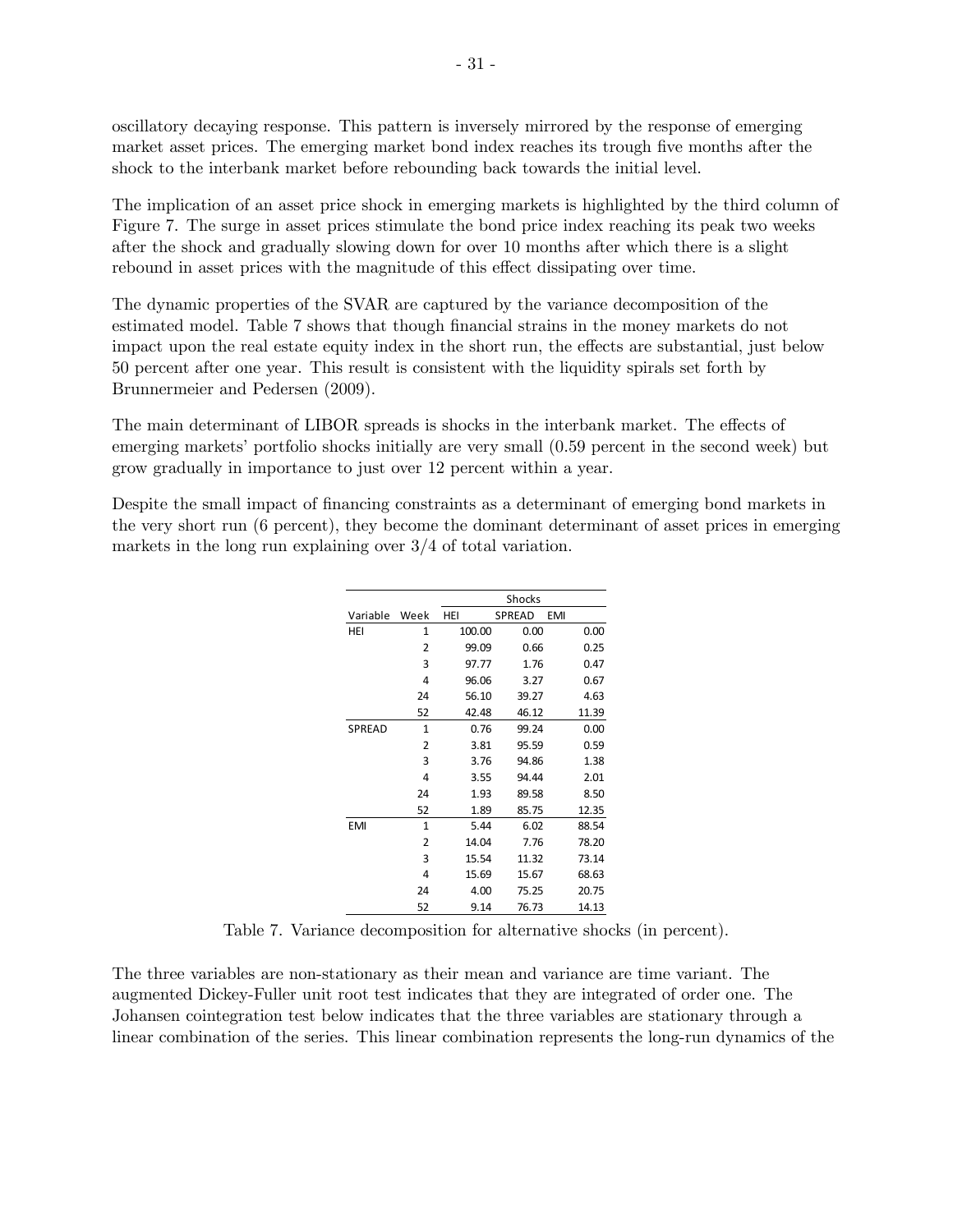oscillatory decaying response. This pattern is inversely mirrored by the response of emerging market asset prices. The emerging market bond index reaches its trough five months after the shock to the interbank market before rebounding back towards the initial level.

The implication of an asset price shock in emerging markets is highlighted by the third column of Figure 7. The surge in asset prices stimulate the bond price index reaching its peak two weeks after the shock and gradually slowing down for over 10 months after which there is a slight rebound in asset prices with the magnitude of this effect dissipating over time.

The dynamic properties of the SVAR are captured by the variance decomposition of the estimated model. Table 7 shows that though financial strains in the money markets do not impact upon the real estate equity index in the short run, the effects are substantial, just below 50 percent after one year. This result is consistent with the liquidity spirals set forth by Brunnermeier and Pedersen (2009).

The main determinant of LIBOR spreads is shocks in the interbank market. The effects of emerging markets' portfolio shocks initially are very small (0.59 percent in the second week) but grow gradually in importance to just over 12 percent within a year.

Despite the small impact of financing constraints as a determinant of emerging bond markets in the very short run (6 percent), they become the dominant determinant of asset prices in emerging markets in the long run explaining over 3/4 of total variation.

| | | Shocks | | |
|---|---|---|---|---|
| Variable | Week | HEI | SPREAD | EMI |
| HEI | 1 | 100.00 | 0.00 | 0.00 |
| | 2 | 99.09 | 0.66 | 0.25 |
| | 3 | 97.77 | 1.76 | 0.47 |
| | 4 | 96.06 | 3.27 | 0.67 |
| | 24 | 56.10 | 39.27 | 4.63 |
| | 52 | 42.48 | 46.12 | 11.39 |
| SPREAD | 1 | 0.76 | 99.24 | 0.00 |
| | 2 | 3.81 | 95.59 | 0.59 |
| | 3 | 3.76 | 94.86 | 1.38 |
| | 4 | 3.55 | 94.44 | 2.01 |
| | 24 | 1.93 | 89.58 | 8.50 |
| | 52 | 1.89 | 85.75 | 12.35 |
| EMI | 1 | 5.44 | 6.02 | 88.54 |
| | 2 | 14.04 | 7.76 | 78.20 |
| | 3 | 15.54 | 11.32 | 73.14 |
| | 4 | 15.69 | 15.67 | 68.63 |
| | 24 | 4.00 | 75.25 | 20.75 |
| | 52 | 9.14 | 76.73 | 14.13 |

Table 7. Variance decomposition for alternative shocks (in percent).

The three variables are non-stationary as their mean and variance are time variant. The augmented Dickey-Fuller unit root test indicates that they are integrated of order one. The Johansen cointegration test below indicates that the three variables are stationary through a linear combination of the series. This linear combination represents the long-run dynamics of the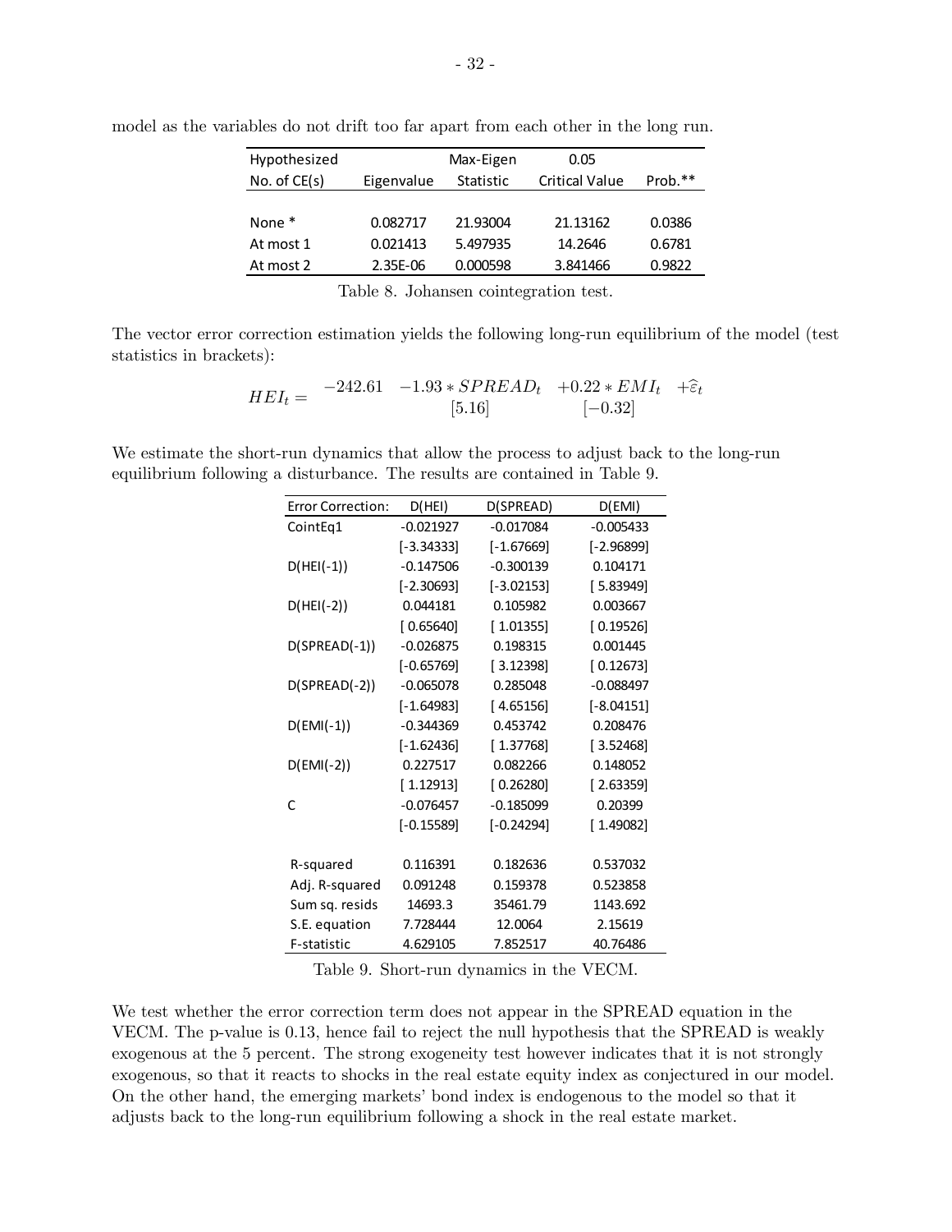model as the variables do not drift too far apart from each other in the long run.

| Hypothesized No. of CE(s) | Eigenvalue | Max-Eigen Statistic | 0.05 Critical Value | Prob.** |
|---|---|---|---|---|
| None * | 0.082717 | 21.93004 | 21.13162 | 0.0386 |
| At most 1 | 0.021413 | 5.497935 | 14.2646 | 0.6781 |
| At most 2 | 2.35E-06 | 0.000598 | 3.841466 | 0.9822 |

Table 8. Johansen cointegration test.

The vector error correction estimation yields the following long-run equilibrium of the model (test statistics in brackets):

$$HEI_t = \begin{array}{cccc} -242.61 & -1.93 * SPREAD_t & +0.22 * EMI_t & +\hat{\varepsilon}_t \\ & [5.16] & [-0.32] & \end{array}$$

We estimate the short-run dynamics that allow the process to adjust back to the long-run equilibrium following a disturbance. The results are contained in Table 9.

| Error Correction: | D(HEI) | D(SPREAD) | D(EMI) |
|---|---|---|---|
| CointEq1 | -0.021927 | -0.017084 | -0.005433 |
| | [-3.34333] | [-1.67669] | [-2.96899] |
| D(HEI(-1)) | -0.147506 | -0.300139 | 0.104171 |
| | [-2.30693] | [-3.02153] | [ 5.83949] |
| D(HEI(-2)) | 0.044181 | 0.105982 | 0.003667 |
| | [ 0.65640] | [ 1.01355] | [ 0.19526] |
| D(SPREAD(-1)) | -0.026875 | 0.198315 | 0.001445 |
| | [-0.65769] | [ 3.12398] | [ 0.12673] |
| D(SPREAD(-2)) | -0.065078 | 0.285048 | -0.088497 |
| | [-1.64983] | [ 4.65156] | [-8.04151] |
| D(EMI(-1)) | -0.344369 | 0.453742 | 0.208476 |
| | [-1.62436] | [ 1.37768] | [ 3.52468] |
| D(EMI(-2)) | 0.227517 | 0.082266 | 0.148052 |
| | [ 1.12913] | [ 0.26280] | [ 2.63359] |
| C | -0.076457 | -0.185099 | 0.20399 |
| | [-0.15589] | [-0.24294] | [ 1.49082] |
| R-squared | 0.116391 | 0.182636 | 0.537032 |
| Adj. R-squared | 0.091248 | 0.159378 | 0.523858 |
| Sum sq. resids | 14693.3 | 35461.79 | 1143.692 |
| S.E. equation | 7.728444 | 12.0064 | 2.15619 |
| F-statistic | 4.629105 | 7.852517 | 40.76486 |

Table 9. Short-run dynamics in the VECM.

We test whether the error correction term does not appear in the SPREAD equation in the VECM. The p-value is 0.13, hence fail to reject the null hypothesis that the SPREAD is weakly exogenous at the 5 percent. The strong exogeneity test however indicates that it is not strongly exogenous, so that it reacts to shocks in the real estate equity index as conjectured in our model. On the other hand, the emerging markets' bond index is endogenous to the model so that it adjusts back to the long-run equilibrium following a shock in the real estate market.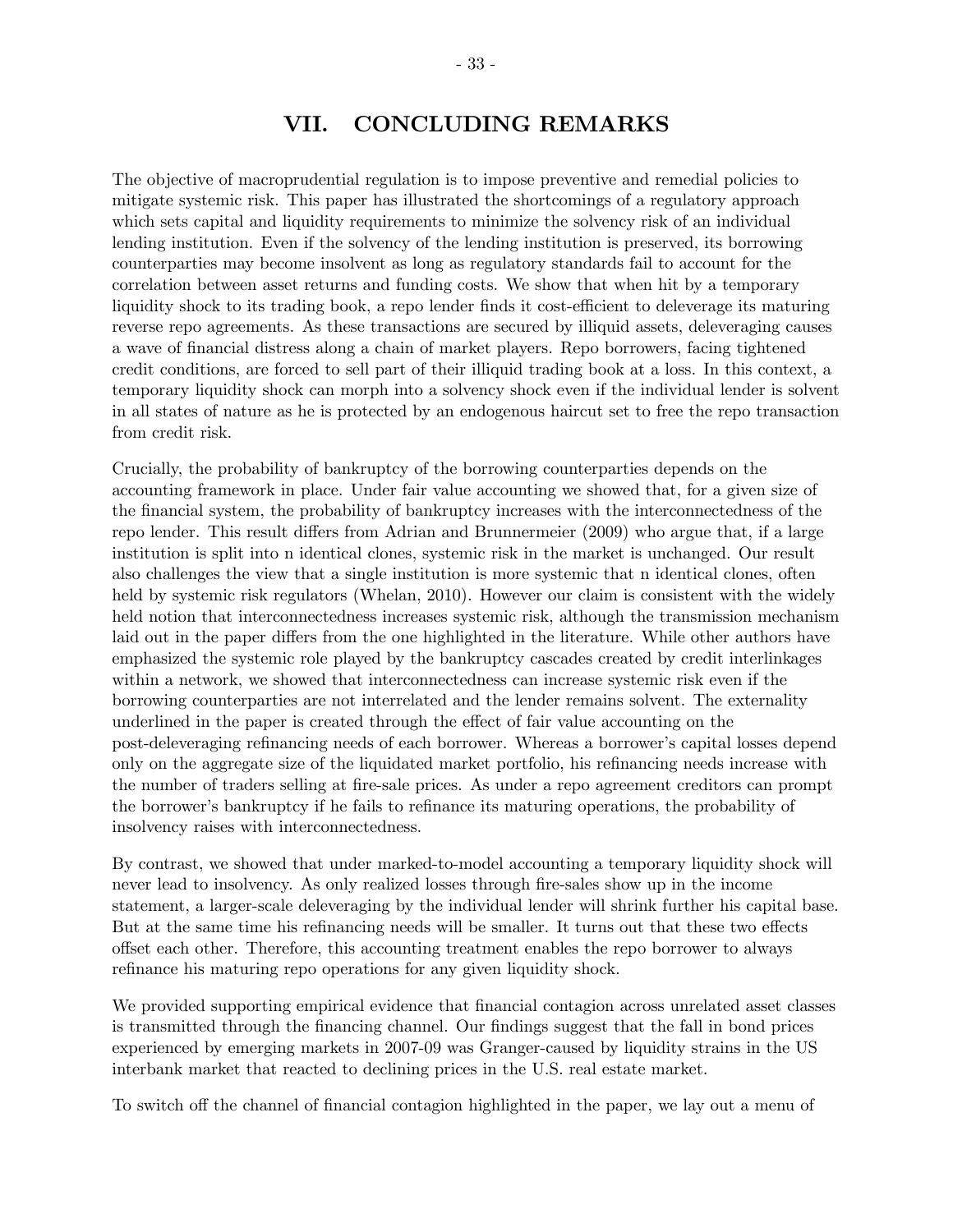# VII. CONCLUDING REMARKS

The objective of macroprudential regulation is to impose preventive and remedial policies to mitigate systemic risk. This paper has illustrated the shortcomings of a regulatory approach which sets capital and liquidity requirements to minimize the solvency risk of an individual lending institution. Even if the solvency of the lending institution is preserved, its borrowing counterparties may become insolvent as long as regulatory standards fail to account for the correlation between asset returns and funding costs. We show that when hit by a temporary liquidity shock to its trading book, a repo lender finds it cost-efficient to deleverage its maturing reverse repo agreements. As these transactions are secured by illiquid assets, deleveraging causes a wave of financial distress along a chain of market players. Repo borrowers, facing tightened credit conditions, are forced to sell part of their illiquid trading book at a loss. In this context, a temporary liquidity shock can morph into a solvency shock even if the individual lender is solvent in all states of nature as he is protected by an endogenous haircut set to free the repo transaction from credit risk.

Crucially, the probability of bankruptcy of the borrowing counterparties depends on the accounting framework in place. Under fair value accounting we showed that, for a given size of the financial system, the probability of bankruptcy increases with the interconnectedness of the repo lender. This result differs from Adrian and Brunnermeier (2009) who argue that, if a large institution is split into n identical clones, systemic risk in the market is unchanged. Our result also challenges the view that a single institution is more systemic that n identical clones, often held by systemic risk regulators (Whelan, 2010). However our claim is consistent with the widely held notion that interconnectedness increases systemic risk, although the transmission mechanism laid out in the paper differs from the one highlighted in the literature. While other authors have emphasized the systemic role played by the bankruptcy cascades created by credit interlinkages within a network, we showed that interconnectedness can increase systemic risk even if the borrowing counterparties are not interrelated and the lender remains solvent. The externality underlined in the paper is created through the effect of fair value accounting on the post-deleveraging refinancing needs of each borrower. Whereas a borrower's capital losses depend only on the aggregate size of the liquidated market portfolio, his refinancing needs increase with the number of traders selling at fire-sale prices. As under a repo agreement creditors can prompt the borrower's bankruptcy if he fails to refinance its maturing operations, the probability of insolvency raises with interconnectedness.

By contrast, we showed that under marked-to-model accounting a temporary liquidity shock will never lead to insolvency. As only realized losses through fire-sales show up in the income statement, a larger-scale deleveraging by the individual lender will shrink further his capital base. But at the same time his refinancing needs will be smaller. It turns out that these two effects offset each other. Therefore, this accounting treatment enables the repo borrower to always refinance his maturing repo operations for any given liquidity shock.

We provided supporting empirical evidence that financial contagion across unrelated asset classes is transmitted through the financing channel. Our findings suggest that the fall in bond prices experienced by emerging markets in 2007-09 was Granger-caused by liquidity strains in the US interbank market that reacted to declining prices in the U.S. real estate market.

To switch off the channel of financial contagion highlighted in the paper, we lay out a menu of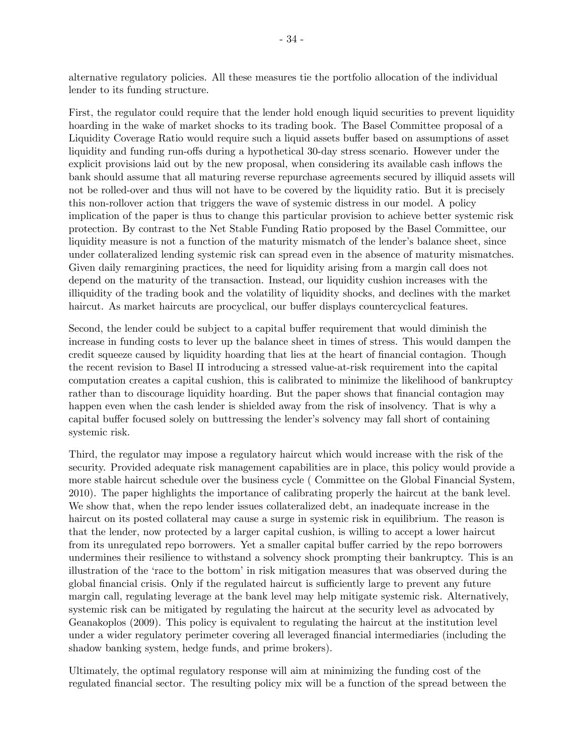alternative regulatory policies. All these measures tie the portfolio allocation of the individual lender to its funding structure.

First, the regulator could require that the lender hold enough liquid securities to prevent liquidity hoarding in the wake of market shocks to its trading book. The Basel Committee proposal of a Liquidity Coverage Ratio would require such a liquid assets buffer based on assumptions of asset liquidity and funding run-offs during a hypothetical 30-day stress scenario. However under the explicit provisions laid out by the new proposal, when considering its available cash inflows the bank should assume that all maturing reverse repurchase agreements secured by illiquid assets will not be rolled-over and thus will not have to be covered by the liquidity ratio. But it is precisely this non-rollover action that triggers the wave of systemic distress in our model. A policy implication of the paper is thus to change this particular provision to achieve better systemic risk protection. By contrast to the Net Stable Funding Ratio proposed by the Basel Committee, our liquidity measure is not a function of the maturity mismatch of the lender's balance sheet, since under collateralized lending systemic risk can spread even in the absence of maturity mismatches. Given daily remargining practices, the need for liquidity arising from a margin call does not depend on the maturity of the transaction. Instead, our liquidity cushion increases with the illiquidity of the trading book and the volatility of liquidity shocks, and declines with the market haircut. As market haircuts are procyclical, our buffer displays countercyclical features.

Second, the lender could be subject to a capital buffer requirement that would diminish the increase in funding costs to lever up the balance sheet in times of stress. This would dampen the credit squeeze caused by liquidity hoarding that lies at the heart of financial contagion. Though the recent revision to Basel II introducing a stressed value-at-risk requirement into the capital computation creates a capital cushion, this is calibrated to minimize the likelihood of bankruptcy rather than to discourage liquidity hoarding. But the paper shows that financial contagion may happen even when the cash lender is shielded away from the risk of insolvency. That is why a capital buffer focused solely on buttressing the lender's solvency may fall short of containing systemic risk.

Third, the regulator may impose a regulatory haircut which would increase with the risk of the security. Provided adequate risk management capabilities are in place, this policy would provide a more stable haircut schedule over the business cycle ( Committee on the Global Financial System, 2010). The paper highlights the importance of calibrating properly the haircut at the bank level. We show that, when the repo lender issues collateralized debt, an inadequate increase in the haircut on its posted collateral may cause a surge in systemic risk in equilibrium. The reason is that the lender, now protected by a larger capital cushion, is willing to accept a lower haircut from its unregulated repo borrowers. Yet a smaller capital buffer carried by the repo borrowers undermines their resilience to withstand a solvency shock prompting their bankruptcy. This is an illustration of the 'race to the bottom' in risk mitigation measures that was observed during the global financial crisis. Only if the regulated haircut is sufficiently large to prevent any future margin call, regulating leverage at the bank level may help mitigate systemic risk. Alternatively, systemic risk can be mitigated by regulating the haircut at the security level as advocated by Geanakoplos (2009). This policy is equivalent to regulating the haircut at the institution level under a wider regulatory perimeter covering all leveraged financial intermediaries (including the shadow banking system, hedge funds, and prime brokers).

Ultimately, the optimal regulatory response will aim at minimizing the funding cost of the regulated financial sector. The resulting policy mix will be a function of the spread between the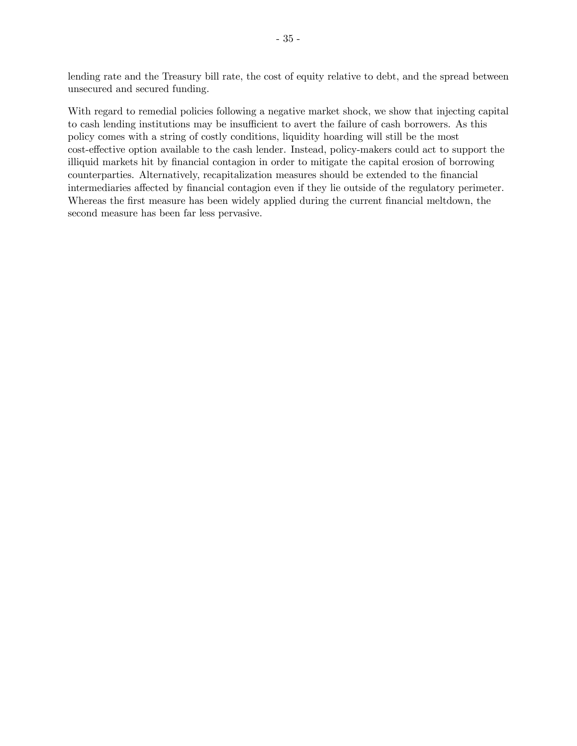lending rate and the Treasury bill rate, the cost of equity relative to debt, and the spread between unsecured and secured funding.

With regard to remedial policies following a negative market shock, we show that injecting capital to cash lending institutions may be insufficient to avert the failure of cash borrowers. As this policy comes with a string of costly conditions, liquidity hoarding will still be the most cost-effective option available to the cash lender. Instead, policy-makers could act to support the illiquid markets hit by financial contagion in order to mitigate the capital erosion of borrowing counterparties. Alternatively, recapitalization measures should be extended to the financial intermediaries affected by financial contagion even if they lie outside of the regulatory perimeter. Whereas the first measure has been widely applied during the current financial meltdown, the second measure has been far less pervasive.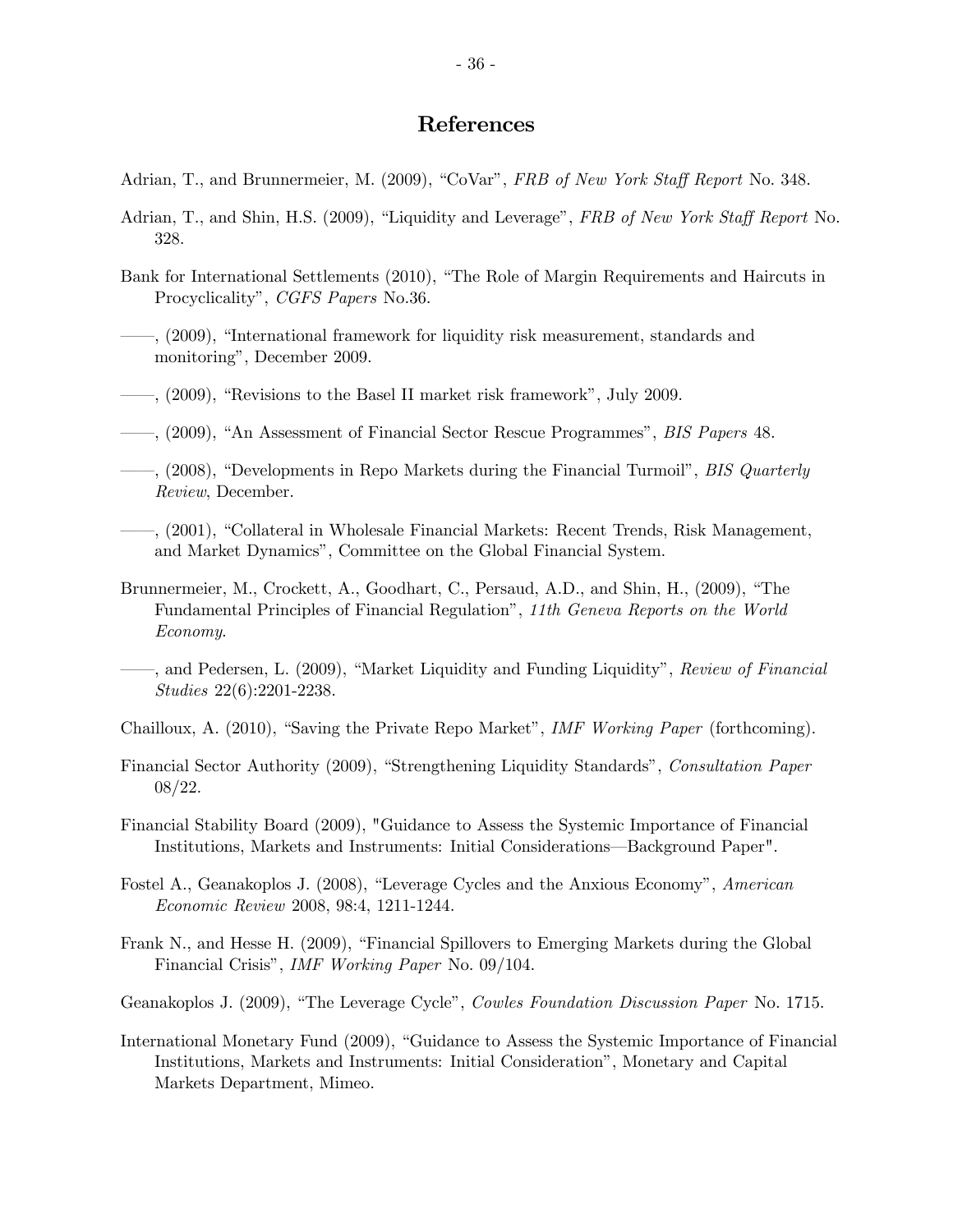# References

Adrian, T., and Brunnermeier, M. (2009), "CoVar", *FRB of New York Staff Report* No. 348.

Adrian, T., and Shin, H.S. (2009), "Liquidity and Leverage", *FRB of New York Staff Report* No. 328.

Bank for International Settlements (2010), "The Role of Margin Requirements and Haircuts in Procyclicality", *CGFS Papers* No.36.

——, (2009), "International framework for liquidity risk measurement, standards and monitoring", December 2009.

——, (2009), "Revisions to the Basel II market risk framework", July 2009.

——, (2009), "An Assessment of Financial Sector Rescue Programmes", *BIS Papers* 48.

——, (2008), "Developments in Repo Markets during the Financial Turmoil", *BIS Quarterly Review*, December.

——, (2001), "Collateral in Wholesale Financial Markets: Recent Trends, Risk Management, and Market Dynamics", Committee on the Global Financial System.

Brunnermeier, M., Crockett, A., Goodhart, C., Persaud, A.D., and Shin, H., (2009), "The Fundamental Principles of Financial Regulation", *11th Geneva Reports on the World Economy*.

——, and Pedersen, L. (2009), "Market Liquidity and Funding Liquidity", *Review of Financial Studies* 22(6):2201-2238.

Chailloux, A. (2010), "Saving the Private Repo Market", *IMF Working Paper* (forthcoming).

Financial Sector Authority (2009), "Strengthening Liquidity Standards", *Consultation Paper* 08/22.

Financial Stability Board (2009), "Guidance to Assess the Systemic Importance of Financial Institutions, Markets and Instruments: Initial Considerations—Background Paper".

Fostel A., Geanakoplos J. (2008), "Leverage Cycles and the Anxious Economy", *American Economic Review* 2008, 98:4, 1211-1244.

Frank N., and Hesse H. (2009), "Financial Spillovers to Emerging Markets during the Global Financial Crisis", *IMF Working Paper* No. 09/104.

Geanakoplos J. (2009), "The Leverage Cycle", *Cowles Foundation Discussion Paper* No. 1715.

International Monetary Fund (2009), "Guidance to Assess the Systemic Importance of Financial Institutions, Markets and Instruments: Initial Consideration", Monetary and Capital Markets Department, Mimeo.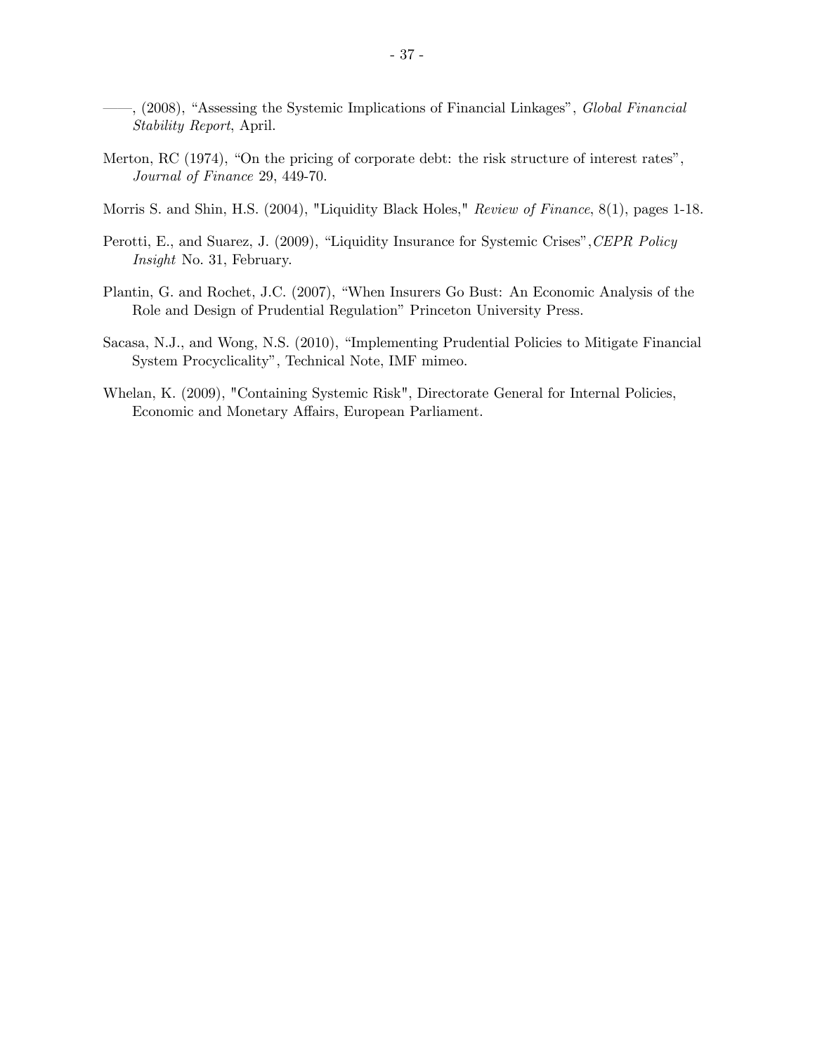——, (2008), "Assessing the Systemic Implications of Financial Linkages", *Global Financial Stability Report*, April.

Merton, RC (1974), "On the pricing of corporate debt: the risk structure of interest rates", *Journal of Finance* 29, 449-70.

Morris S. and Shin, H.S. (2004), "Liquidity Black Holes," *Review of Finance*, 8(1), pages 1-18.

Perotti, E., and Suarez, J. (2009), "Liquidity Insurance for Systemic Crises",*CEPR Policy Insight* No. 31, February.

Plantin, G. and Rochet, J.C. (2007), "When Insurers Go Bust: An Economic Analysis of the Role and Design of Prudential Regulation" Princeton University Press.

Sacasa, N.J., and Wong, N.S. (2010), "Implementing Prudential Policies to Mitigate Financial System Procyclicality", Technical Note, IMF mimeo.

Whelan, K. (2009), "Containing Systemic Risk", Directorate General for Internal Policies, Economic and Monetary Affairs, European Parliament.